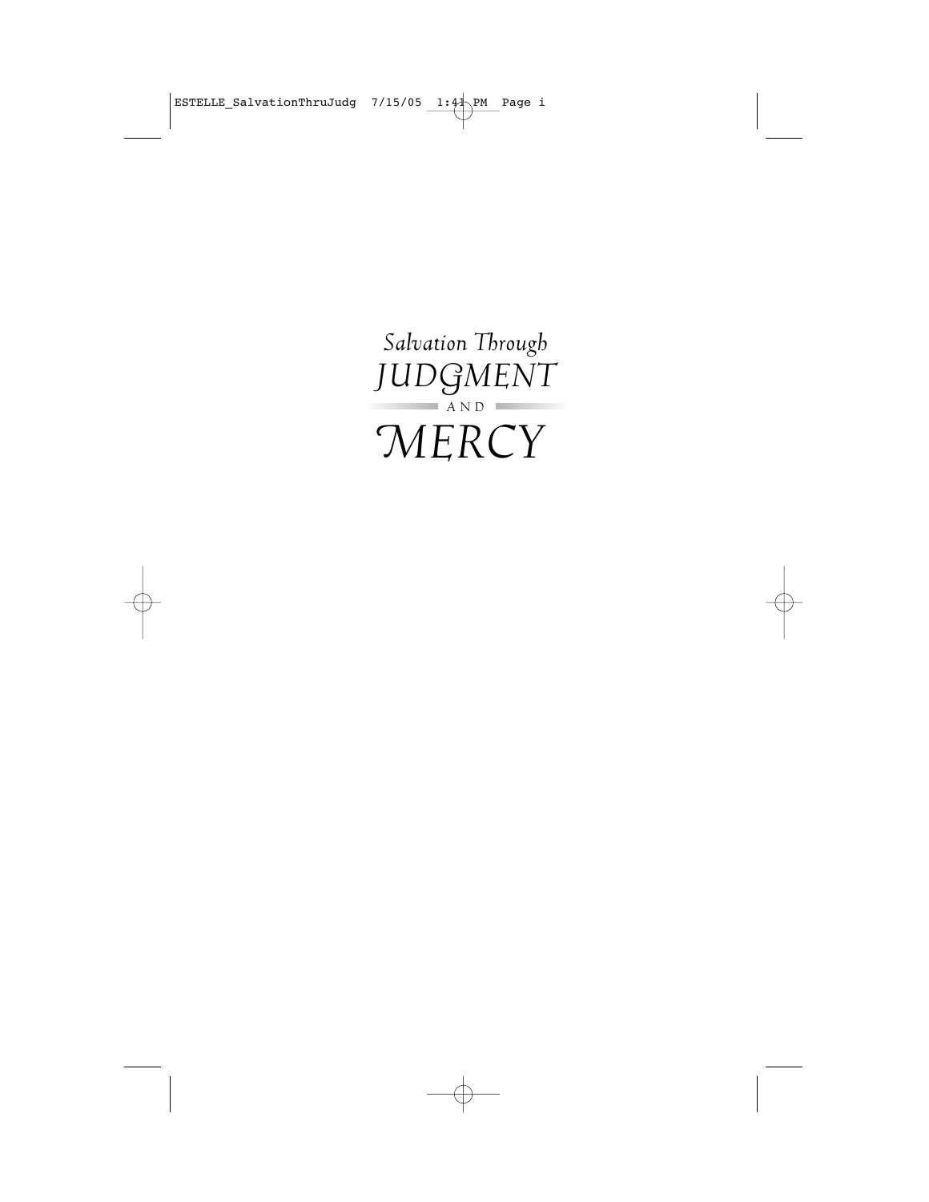# Salvation Through JUDGMENT AND MERCY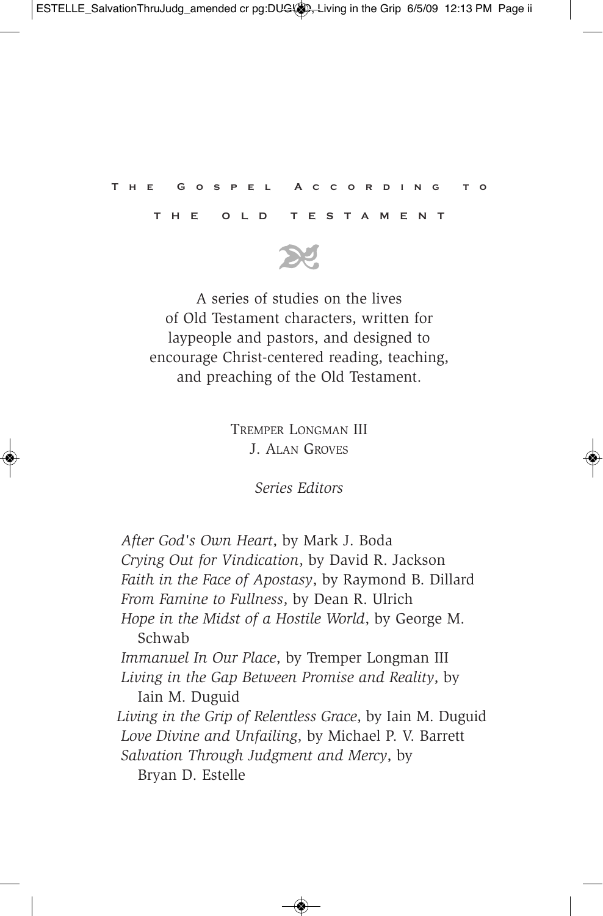# The Gospel According to the Old Testament

A series of studies on the lives of Old Testament characters, written for laypeople and pastors, and designed to encourage Christ-centered reading, teaching, and preaching of the Old Testament.

Tremper Longman III  
J. Alan Groves

*Series Editors*

*After God's Own Heart*, by Mark J. Boda  
*Crying Out for Vindication*, by David R. Jackson  
*Faith in the Face of Apostasy*, by Raymond B. Dillard  
*From Famine to Fullness*, by Dean R. Ulrich  
*Hope in the Midst of a Hostile World*, by George M. Schwab  
*Immanuel In Our Place*, by Tremper Longman III  
*Living in the Gap Between Promise and Reality*, by Iain M. Duguid  
*Living in the Grip of Relentless Grace*, by Iain M. Duguid  
*Love Divine and Unfailing*, by Michael P. V. Barrett  
*Salvation Through Judgment and Mercy*, by Bryan D. Estelle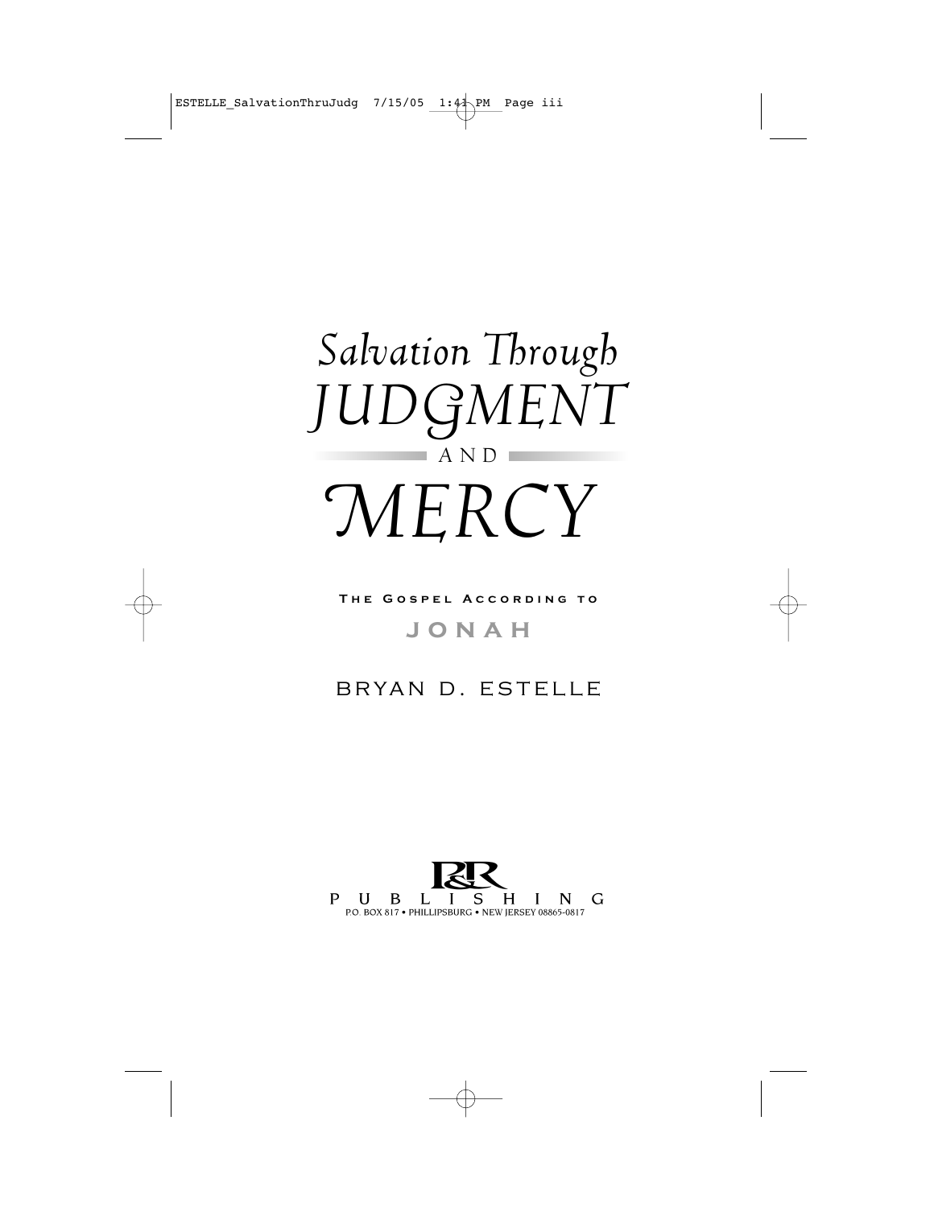# *Salvation Through* JUDGMENT AND MERCY

THE GOSPEL ACCORDING TO

**JONAH**

BRYAN D. ESTELLE

P&R PUBLISHING

P.O. BOX 817 • PHILLIPSBURG • NEW JERSEY 08865-0817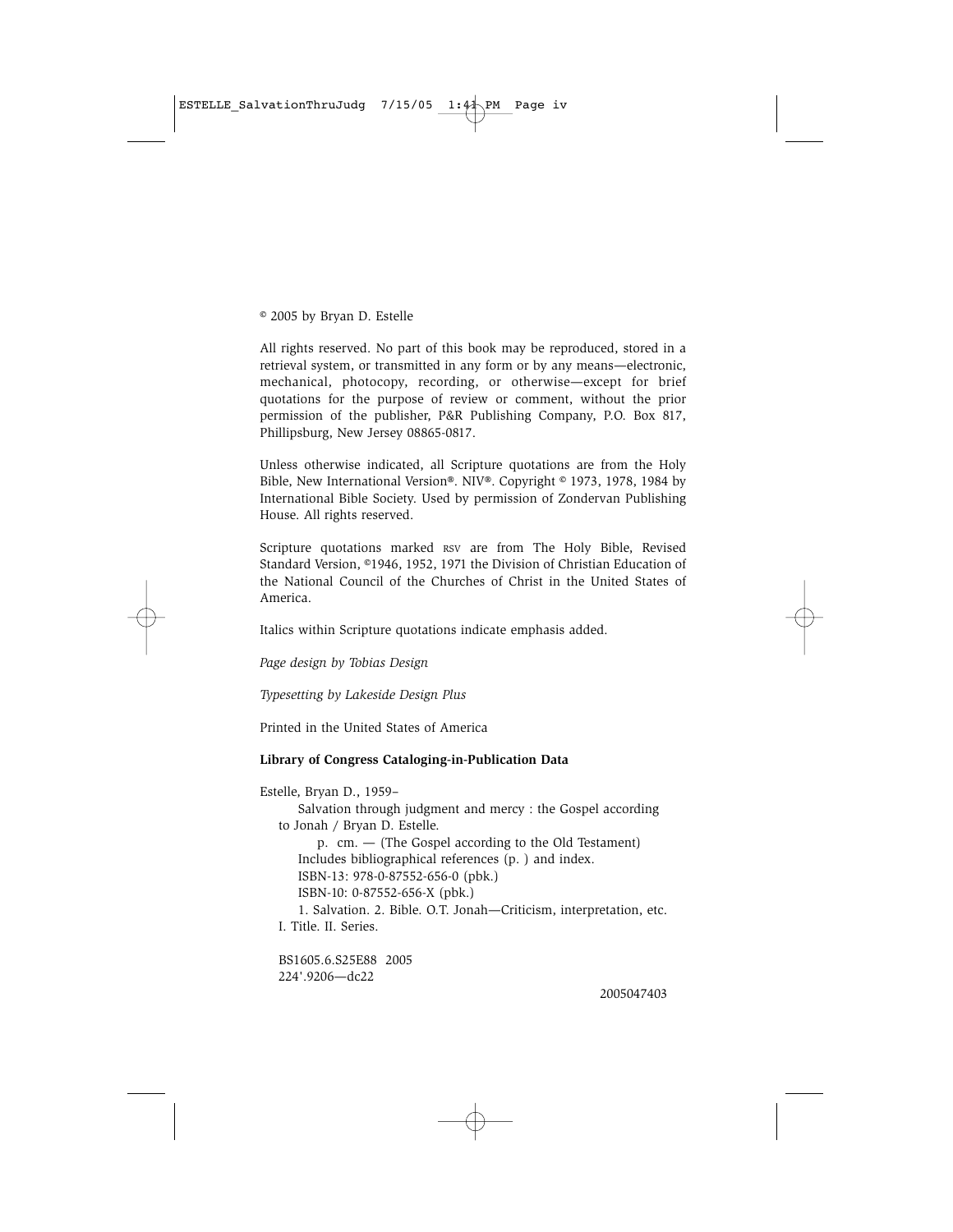© 2005 by Bryan D. Estelle

All rights reserved. No part of this book may be reproduced, stored in a retrieval system, or transmitted in any form or by any means—electronic, mechanical, photocopy, recording, or otherwise—except for brief quotations for the purpose of review or comment, without the prior permission of the publisher, P&R Publishing Company, P.O. Box 817, Phillipsburg, New Jersey 08865-0817.

Unless otherwise indicated, all Scripture quotations are from the Holy Bible, New International Version®. NIV®. Copyright © 1973, 1978, 1984 by International Bible Society. Used by permission of Zondervan Publishing House. All rights reserved.

Scripture quotations marked RSV are from The Holy Bible, Revised Standard Version, ©1946, 1952, 1971 the Division of Christian Education of the National Council of the Churches of Christ in the United States of America.

Italics within Scripture quotations indicate emphasis added.

*Page design by Tobias Design*

*Typesetting by Lakeside Design Plus*

Printed in the United States of America

**Library of Congress Cataloging-in-Publication Data**

Estelle, Bryan D., 1959–
Salvation through judgment and mercy : the Gospel according to Jonah / Bryan D. Estelle.
p. cm. — (The Gospel according to the Old Testament)
Includes bibliographical references (p. ) and index.
ISBN-13: 978-0-87552-656-0 (pbk.)
ISBN-10: 0-87552-656-X (pbk.)
1. Salvation. 2. Bible. O.T. Jonah—Criticism, interpretation, etc.
I. Title. II. Series.

BS1605.6.S25E88 2005
224'.9206—dc22

2005047403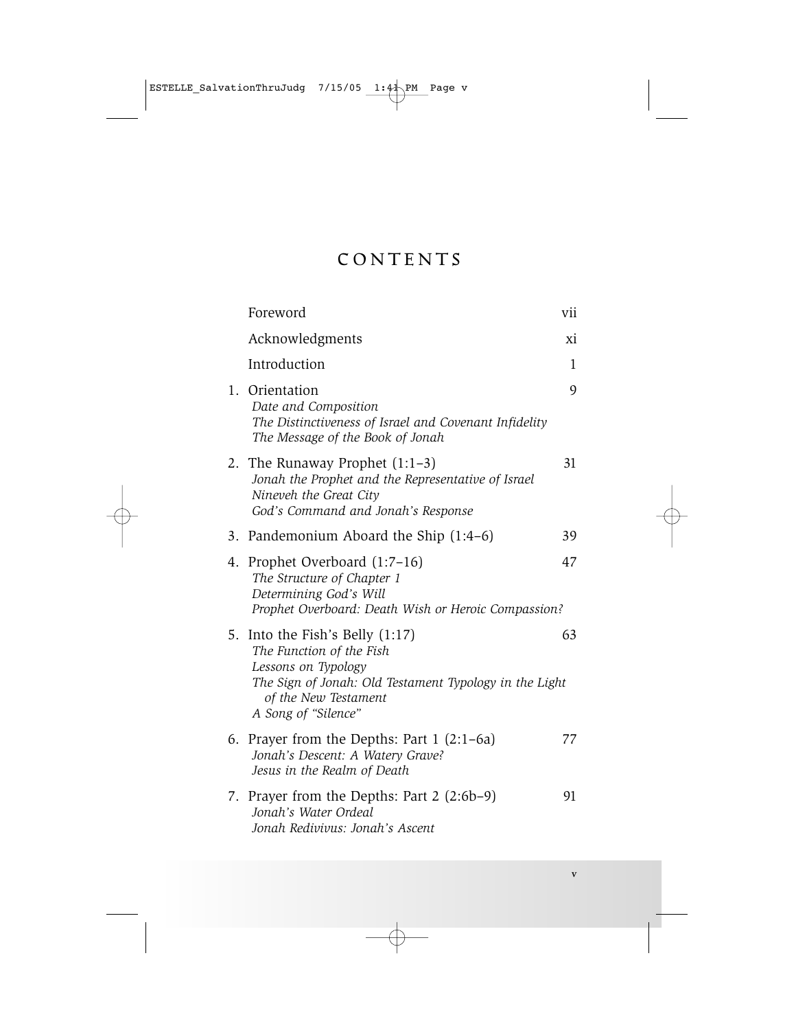# CONTENTS

| | |
|---|---|
| Foreword | vii |
| Acknowledgments | xi |
| Introduction | 1 |
| 1. Orientation<br>*Date and Composition*<br>*The Distinctiveness of Israel and Covenant Infidelity*<br>*The Message of the Book of Jonah* | 9 |
| 2. The Runaway Prophet (1:1–3)<br>*Jonah the Prophet and the Representative of Israel*<br>*Nineveh the Great City*<br>*God's Command and Jonah's Response* | 31 |
| 3. Pandemonium Aboard the Ship (1:4–6) | 39 |
| 4. Prophet Overboard (1:7–16)<br>*The Structure of Chapter 1*<br>*Determining God's Will*<br>*Prophet Overboard: Death Wish or Heroic Compassion?* | 47 |
| 5. Into the Fish's Belly (1:17)<br>*The Function of the Fish*<br>*Lessons on Typology*<br>*The Sign of Jonah: Old Testament Typology in the Light of the New Testament*<br>*A Song of "Silence"* | 63 |
| 6. Prayer from the Depths: Part 1 (2:1–6a)<br>*Jonah's Descent: A Watery Grave?*<br>*Jesus in the Realm of Death* | 77 |
| 7. Prayer from the Depths: Part 2 (2:6b–9)<br>*Jonah's Water Ordeal*<br>*Jonah Redivivus: Jonah's Ascent* | 91 |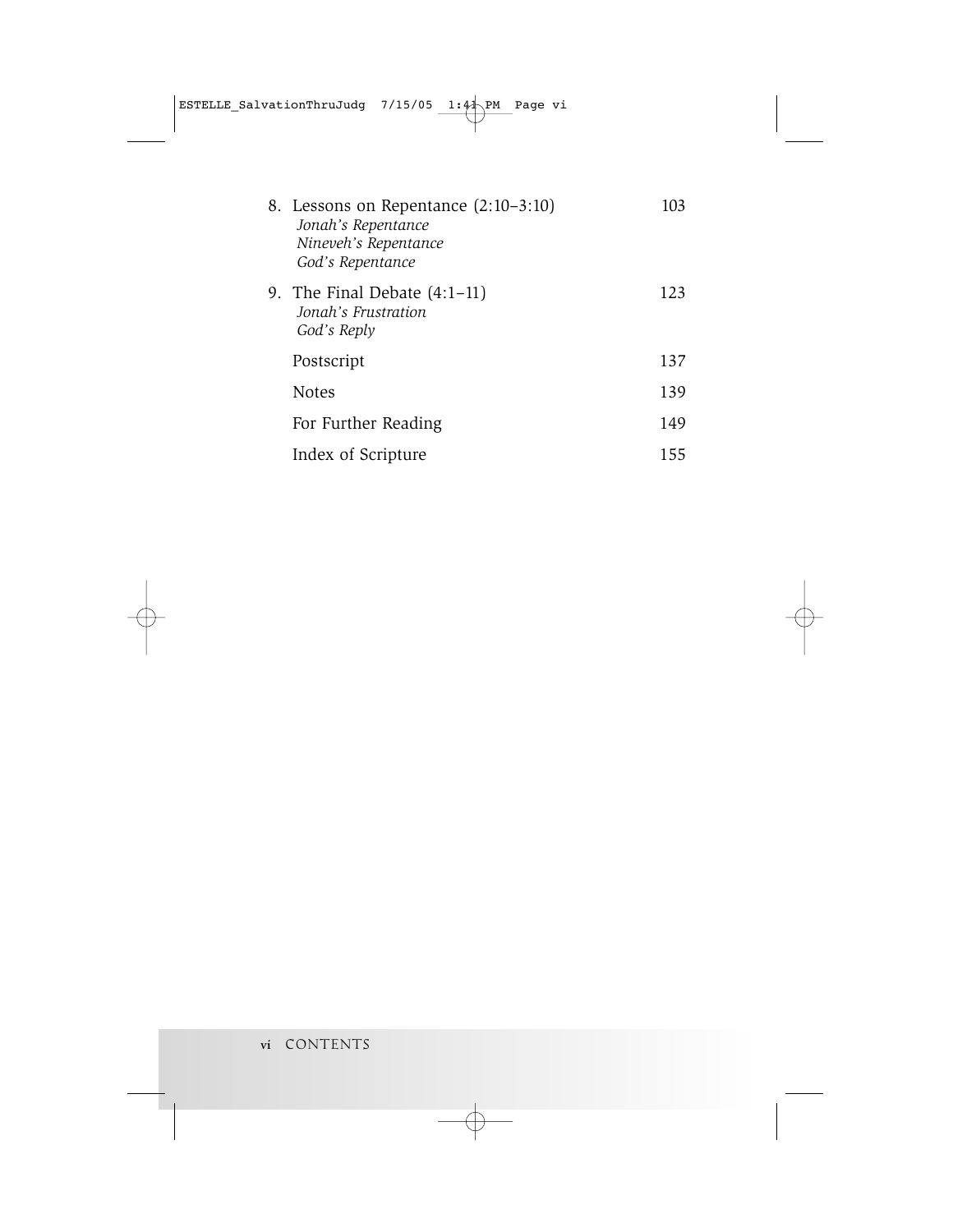8. Lessons on Repentance (2:10–3:10) 103
   *Jonah's Repentance*
   *Nineveh's Repentance*
   *God's Repentance*

9. The Final Debate (4:1–11) 123
   *Jonah's Frustration*
   *God's Reply*

Postscript 137

Notes 139

For Further Reading 149

Index of Scripture 155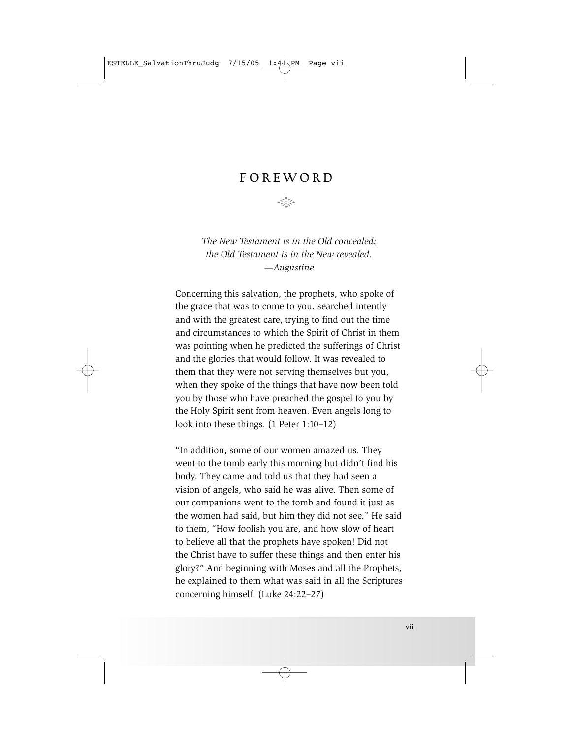# FOREWORD

*The New Testament is in the Old concealed;*
*the Old Testament is in the New revealed.*
*—Augustine*

Concerning this salvation, the prophets, who spoke of the grace that was to come to you, searched intently and with the greatest care, trying to find out the time and circumstances to which the Spirit of Christ in them was pointing when he predicted the sufferings of Christ and the glories that would follow. It was revealed to them that they were not serving themselves but you, when they spoke of the things that have now been told you by those who have preached the gospel to you by the Holy Spirit sent from heaven. Even angels long to look into these things. (1 Peter 1:10–12)

"In addition, some of our women amazed us. They went to the tomb early this morning but didn't find his body. They came and told us that they had seen a vision of angels, who said he was alive. Then some of our companions went to the tomb and found it just as the women had said, but him they did not see." He said to them, "How foolish you are, and how slow of heart to believe all that the prophets have spoken! Did not the Christ have to suffer these things and then enter his glory?" And beginning with Moses and all the Prophets, he explained to them what was said in all the Scriptures concerning himself. (Luke 24:22–27)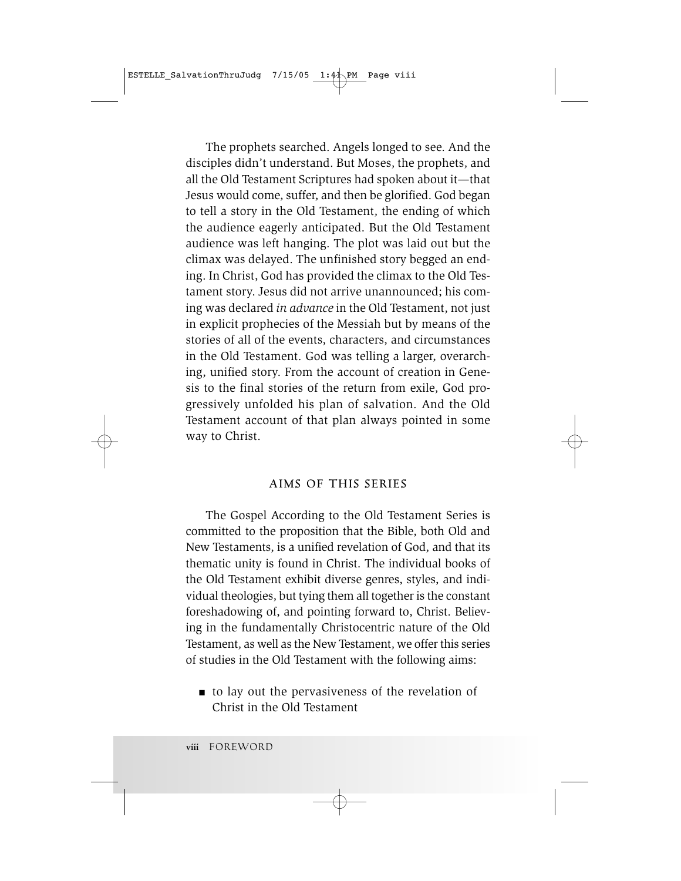The prophets searched. Angels longed to see. And the disciples didn't understand. But Moses, the prophets, and all the Old Testament Scriptures had spoken about it—that Jesus would come, suffer, and then be glorified. God began to tell a story in the Old Testament, the ending of which the audience eagerly anticipated. But the Old Testament audience was left hanging. The plot was laid out but the climax was delayed. The unfinished story begged an ending. In Christ, God has provided the climax to the Old Testament story. Jesus did not arrive unannounced; his coming was declared *in advance* in the Old Testament, not just in explicit prophecies of the Messiah but by means of the stories of all of the events, characters, and circumstances in the Old Testament. God was telling a larger, overarching, unified story. From the account of creation in Genesis to the final stories of the return from exile, God progressively unfolded his plan of salvation. And the Old Testament account of that plan always pointed in some way to Christ.

## AIMS OF THIS SERIES

The Gospel According to the Old Testament Series is committed to the proposition that the Bible, both Old and New Testaments, is a unified revelation of God, and that its thematic unity is found in Christ. The individual books of the Old Testament exhibit diverse genres, styles, and individual theologies, but tying them all together is the constant foreshadowing of, and pointing forward to, Christ. Believing in the fundamentally Christocentric nature of the Old Testament, as well as the New Testament, we offer this series of studies in the Old Testament with the following aims:

- to lay out the pervasiveness of the revelation of Christ in the Old Testament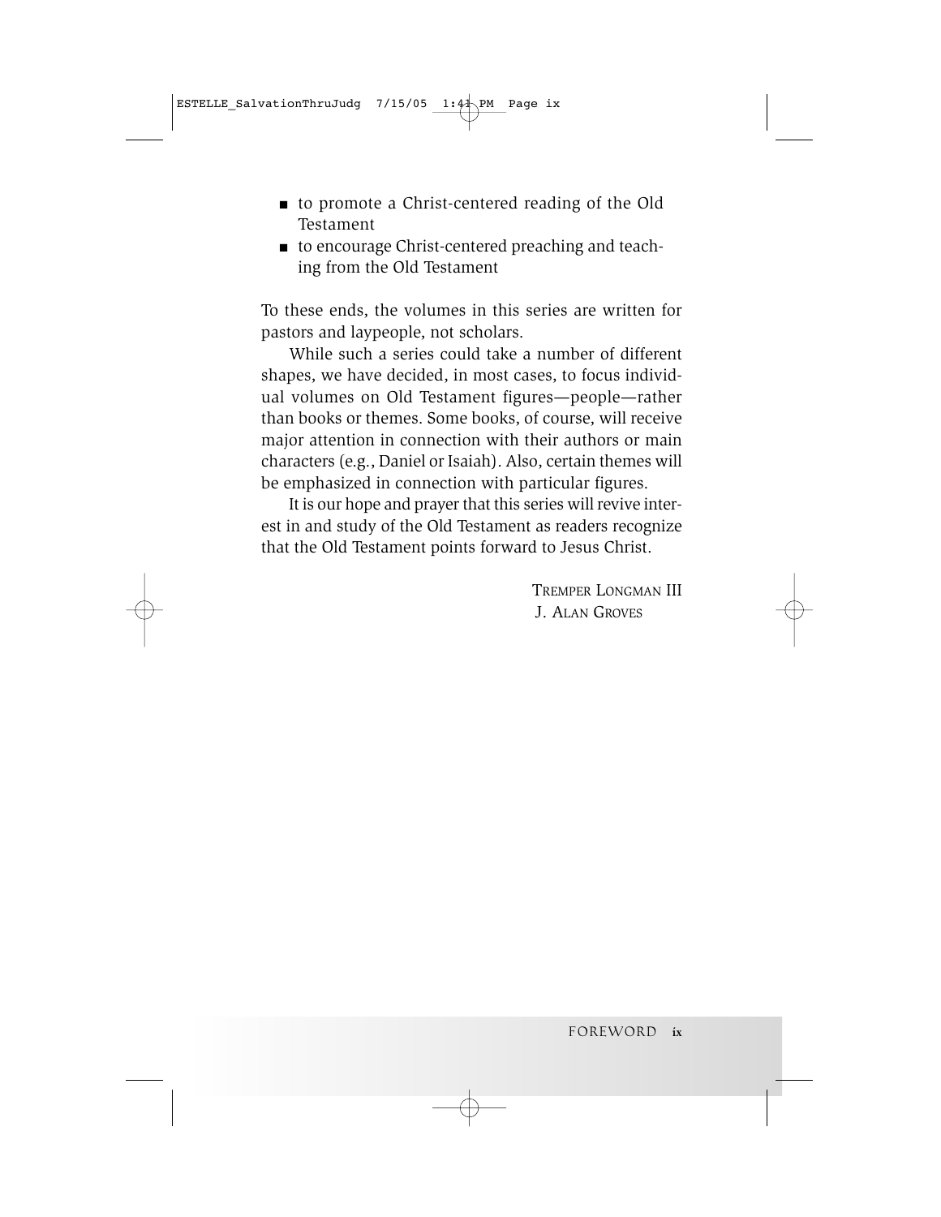- to promote a Christ-centered reading of the Old Testament
- to encourage Christ-centered preaching and teaching from the Old Testament

To these ends, the volumes in this series are written for pastors and laypeople, not scholars.

While such a series could take a number of different shapes, we have decided, in most cases, to focus individual volumes on Old Testament figures—people—rather than books or themes. Some books, of course, will receive major attention in connection with their authors or main characters (e.g., Daniel or Isaiah). Also, certain themes will be emphasized in connection with particular figures.

It is our hope and prayer that this series will revive interest in and study of the Old Testament as readers recognize that the Old Testament points forward to Jesus Christ.

TREMPER LONGMAN III
J. ALAN GROVES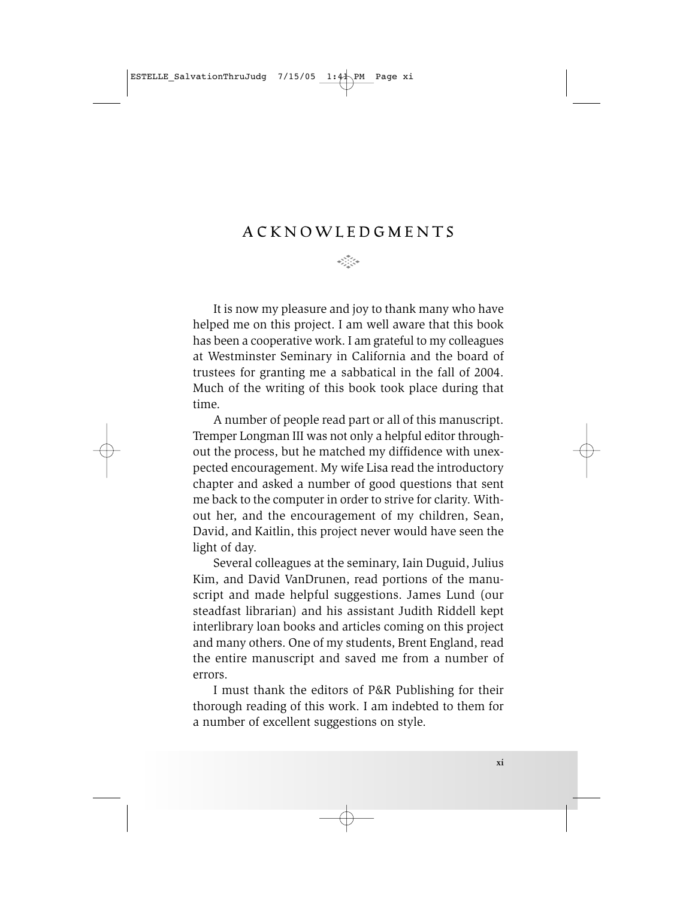# ACKNOWLEDGMENTS

It is now my pleasure and joy to thank many who have helped me on this project. I am well aware that this book has been a cooperative work. I am grateful to my colleagues at Westminster Seminary in California and the board of trustees for granting me a sabbatical in the fall of 2004. Much of the writing of this book took place during that time.

A number of people read part or all of this manuscript. Tremper Longman III was not only a helpful editor throughout the process, but he matched my diffidence with unexpected encouragement. My wife Lisa read the introductory chapter and asked a number of good questions that sent me back to the computer in order to strive for clarity. Without her, and the encouragement of my children, Sean, David, and Kaitlin, this project never would have seen the light of day.

Several colleagues at the seminary, Iain Duguid, Julius Kim, and David VanDrunen, read portions of the manuscript and made helpful suggestions. James Lund (our steadfast librarian) and his assistant Judith Riddell kept interlibrary loan books and articles coming on this project and many others. One of my students, Brent England, read the entire manuscript and saved me from a number of errors.

I must thank the editors of P&R Publishing for their thorough reading of this work. I am indebted to them for a number of excellent suggestions on style.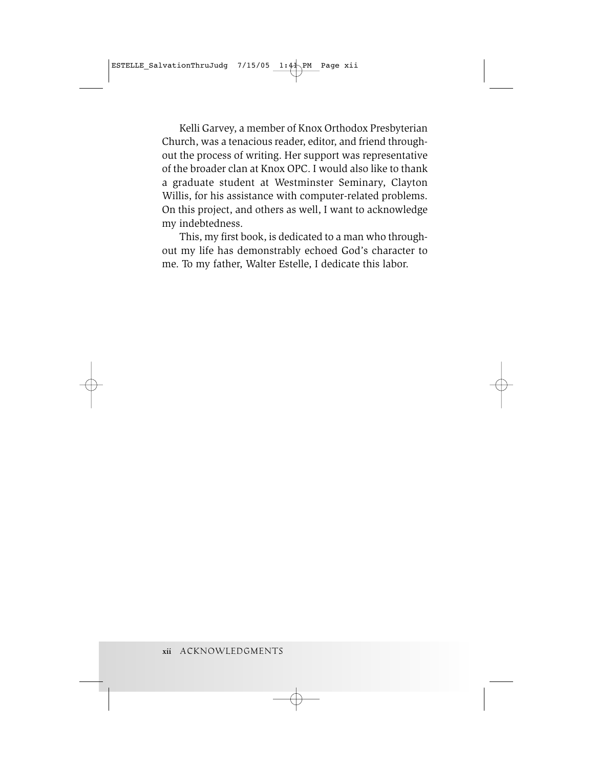Kelli Garvey, a member of Knox Orthodox Presbyterian Church, was a tenacious reader, editor, and friend throughout the process of writing. Her support was representative of the broader clan at Knox OPC. I would also like to thank a graduate student at Westminster Seminary, Clayton Willis, for his assistance with computer-related problems. On this project, and others as well, I want to acknowledge my indebtedness.

This, my first book, is dedicated to a man who throughout my life has demonstrably echoed God's character to me. To my father, Walter Estelle, I dedicate this labor.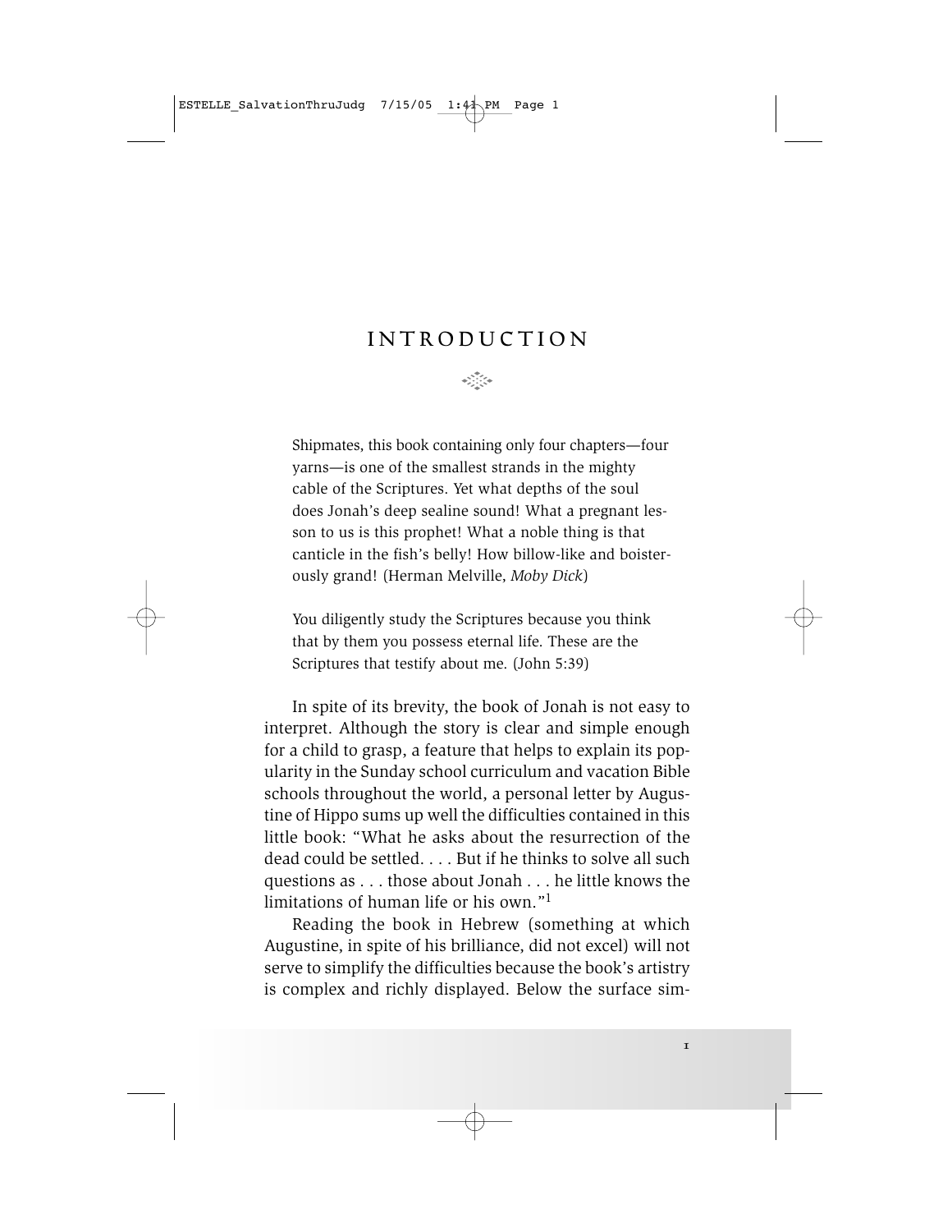# INTRODUCTION

> Shipmates, this book containing only four chapters—four yarns—is one of the smallest strands in the mighty cable of the Scriptures. Yet what depths of the soul does Jonah's deep sealine sound! What a pregnant lesson to us is this prophet! What a noble thing is that canticle in the fish's belly! How billow-like and boisterously grand! (Herman Melville, *Moby Dick*)

> You diligently study the Scriptures because you think that by them you possess eternal life. These are the Scriptures that testify about me. (John 5:39)

In spite of its brevity, the book of Jonah is not easy to interpret. Although the story is clear and simple enough for a child to grasp, a feature that helps to explain its popularity in the Sunday school curriculum and vacation Bible schools throughout the world, a personal letter by Augustine of Hippo sums up well the difficulties contained in this little book: "What he asks about the resurrection of the dead could be settled. . . . But if he thinks to solve all such questions as . . . those about Jonah . . . he little knows the limitations of human life or his own."[1]

Reading the book in Hebrew (something at which Augustine, in spite of his brilliance, did not excel) will not serve to simplify the difficulties because the book's artistry is complex and richly displayed. Below the surface sim-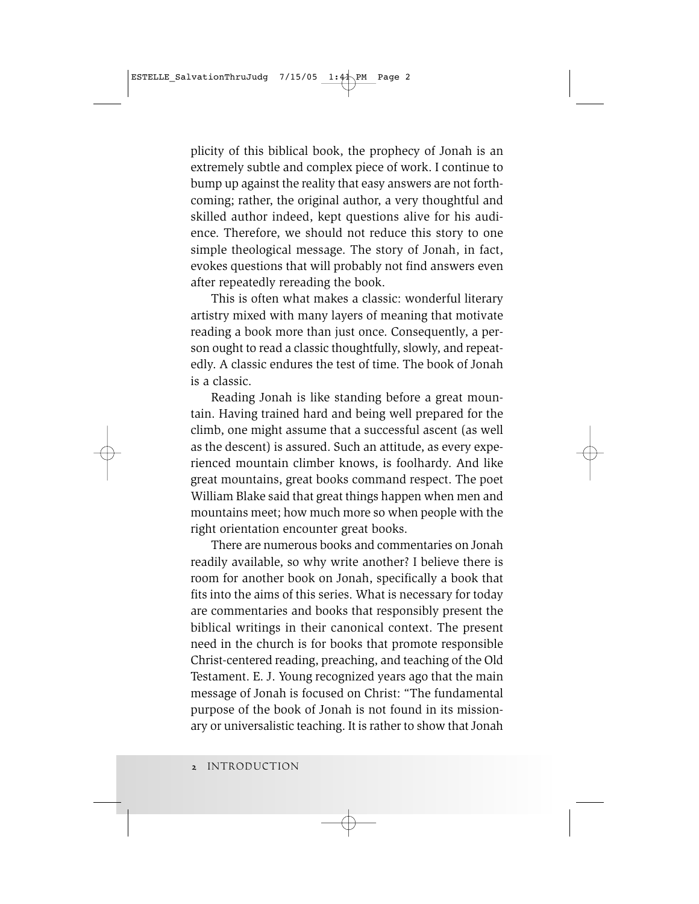plicity of this biblical book, the prophecy of Jonah is an extremely subtle and complex piece of work. I continue to bump up against the reality that easy answers are not forthcoming; rather, the original author, a very thoughtful and skilled author indeed, kept questions alive for his audience. Therefore, we should not reduce this story to one simple theological message. The story of Jonah, in fact, evokes questions that will probably not find answers even after repeatedly rereading the book.

This is often what makes a classic: wonderful literary artistry mixed with many layers of meaning that motivate reading a book more than just once. Consequently, a person ought to read a classic thoughtfully, slowly, and repeatedly. A classic endures the test of time. The book of Jonah is a classic.

Reading Jonah is like standing before a great mountain. Having trained hard and being well prepared for the climb, one might assume that a successful ascent (as well as the descent) is assured. Such an attitude, as every experienced mountain climber knows, is foolhardy. And like great mountains, great books command respect. The poet William Blake said that great things happen when men and mountains meet; how much more so when people with the right orientation encounter great books.

There are numerous books and commentaries on Jonah readily available, so why write another? I believe there is room for another book on Jonah, specifically a book that fits into the aims of this series. What is necessary for today are commentaries and books that responsibly present the biblical writings in their canonical context. The present need in the church is for books that promote responsible Christ-centered reading, preaching, and teaching of the Old Testament. E. J. Young recognized years ago that the main message of Jonah is focused on Christ: "The fundamental purpose of the book of Jonah is not found in its missionary or universalistic teaching. It is rather to show that Jonah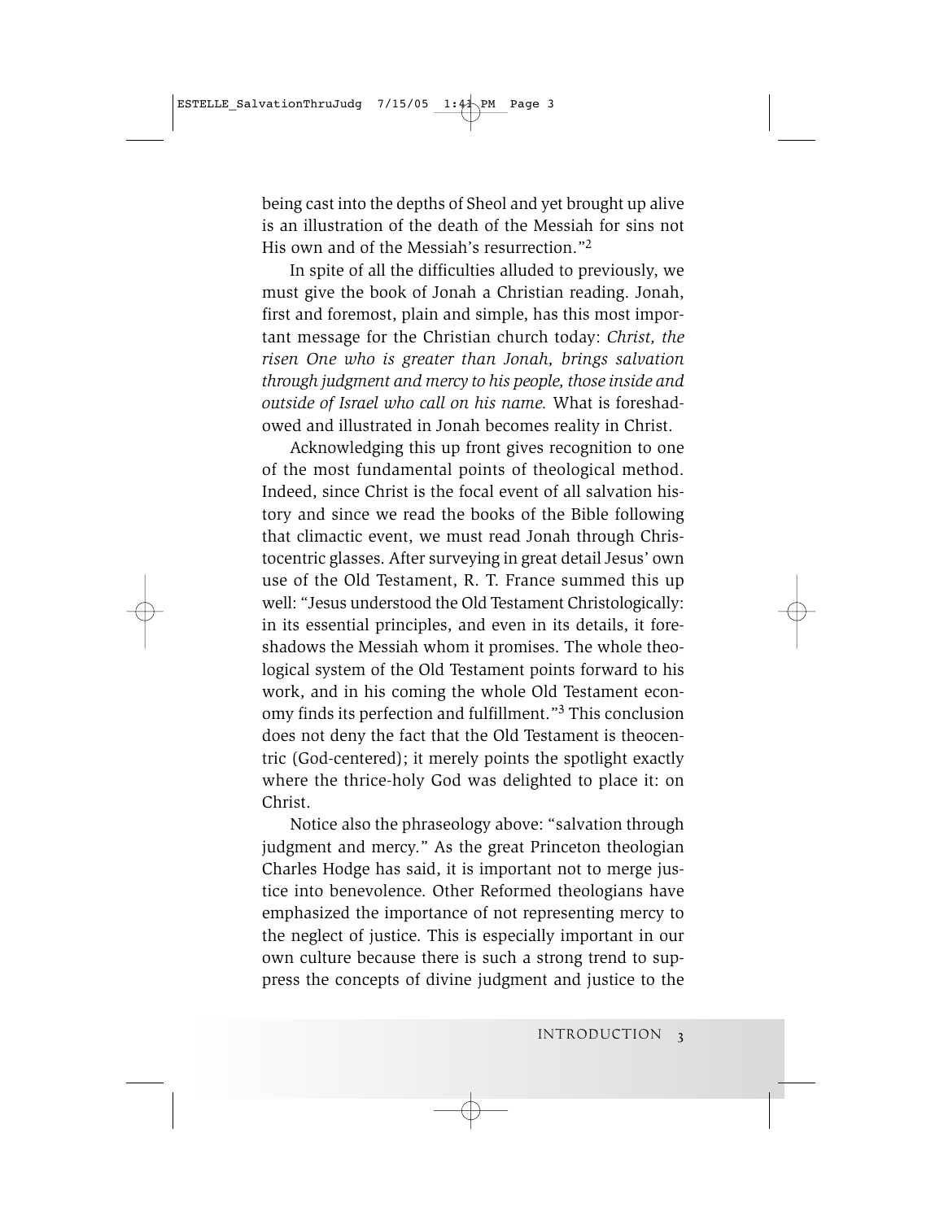being cast into the depths of Sheol and yet brought up alive is an illustration of the death of the Messiah for sins not His own and of the Messiah's resurrection."[2]

In spite of all the difficulties alluded to previously, we must give the book of Jonah a Christian reading. Jonah, first and foremost, plain and simple, has this most important message for the Christian church today: *Christ, the risen One who is greater than Jonah, brings salvation through judgment and mercy to his people, those inside and outside of Israel who call on his name.* What is foreshadowed and illustrated in Jonah becomes reality in Christ.

Acknowledging this up front gives recognition to one of the most fundamental points of theological method. Indeed, since Christ is the focal event of all salvation history and since we read the books of the Bible following that climactic event, we must read Jonah through Christocentric glasses. After surveying in great detail Jesus' own use of the Old Testament, R. T. France summed this up well: "Jesus understood the Old Testament Christologically: in its essential principles, and even in its details, it foreshadows the Messiah whom it promises. The whole theological system of the Old Testament points forward to his work, and in his coming the whole Old Testament economy finds its perfection and fulfillment."[3] This conclusion does not deny the fact that the Old Testament is theocentric (God-centered); it merely points the spotlight exactly where the thrice-holy God was delighted to place it: on Christ.

Notice also the phraseology above: "salvation through judgment and mercy." As the great Princeton theologian Charles Hodge has said, it is important not to merge justice into benevolence. Other Reformed theologians have emphasized the importance of not representing mercy to the neglect of justice. This is especially important in our own culture because there is such a strong trend to suppress the concepts of divine judgment and justice to the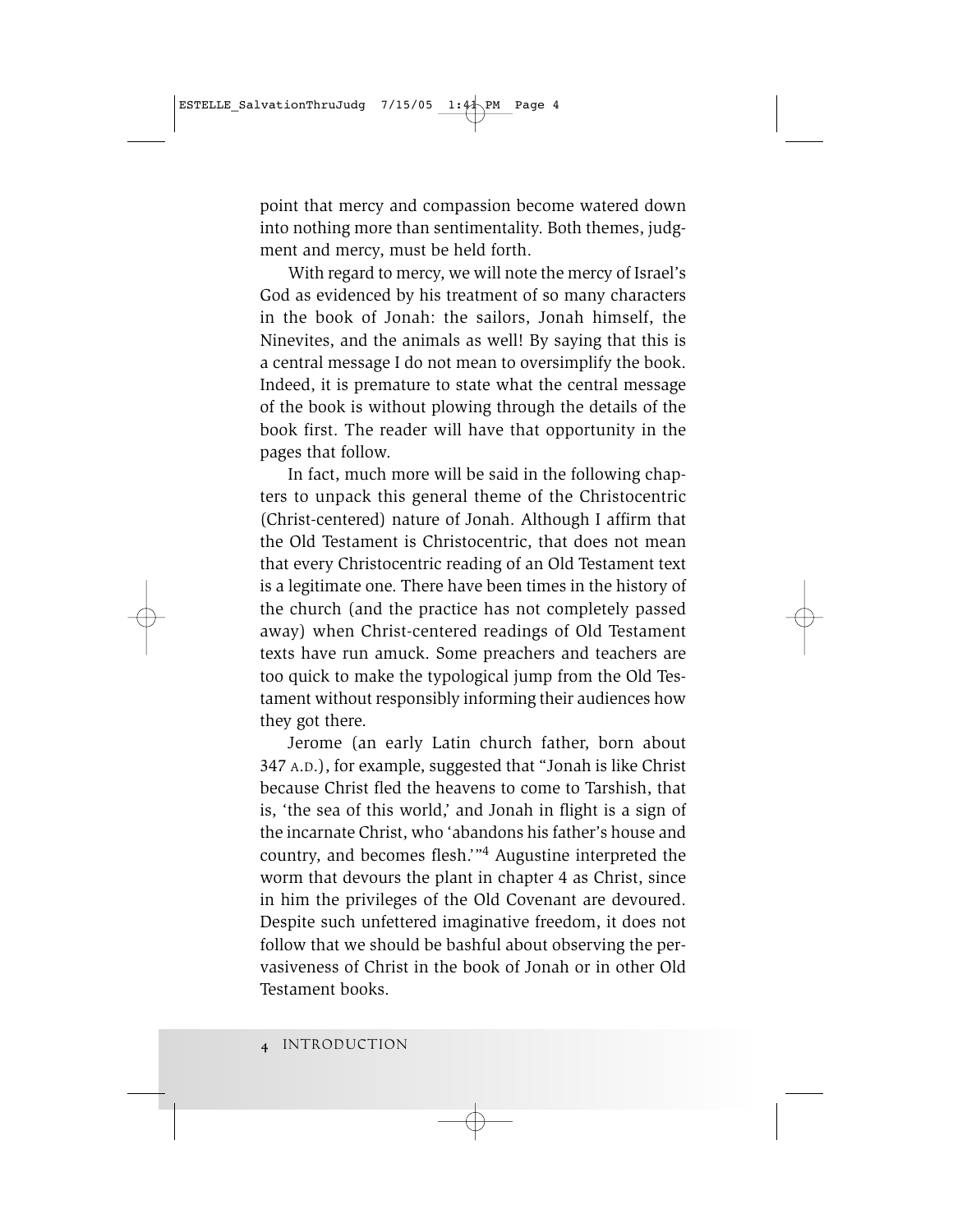point that mercy and compassion become watered down into nothing more than sentimentality. Both themes, judgment and mercy, must be held forth.

With regard to mercy, we will note the mercy of Israel's God as evidenced by his treatment of so many characters in the book of Jonah: the sailors, Jonah himself, the Ninevites, and the animals as well! By saying that this is a central message I do not mean to oversimplify the book. Indeed, it is premature to state what the central message of the book is without plowing through the details of the book first. The reader will have that opportunity in the pages that follow.

In fact, much more will be said in the following chapters to unpack this general theme of the Christocentric (Christ-centered) nature of Jonah. Although I affirm that the Old Testament is Christocentric, that does not mean that every Christocentric reading of an Old Testament text is a legitimate one. There have been times in the history of the church (and the practice has not completely passed away) when Christ-centered readings of Old Testament texts have run amuck. Some preachers and teachers are too quick to make the typological jump from the Old Testament without responsibly informing their audiences how they got there.

Jerome (an early Latin church father, born about 347 A.D.), for example, suggested that "Jonah is like Christ because Christ fled the heavens to come to Tarshish, that is, 'the sea of this world,' and Jonah in flight is a sign of the incarnate Christ, who 'abandons his father's house and country, and becomes flesh.'"[4] Augustine interpreted the worm that devours the plant in chapter 4 as Christ, since in him the privileges of the Old Covenant are devoured. Despite such unfettered imaginative freedom, it does not follow that we should be bashful about observing the pervasiveness of Christ in the book of Jonah or in other Old Testament books.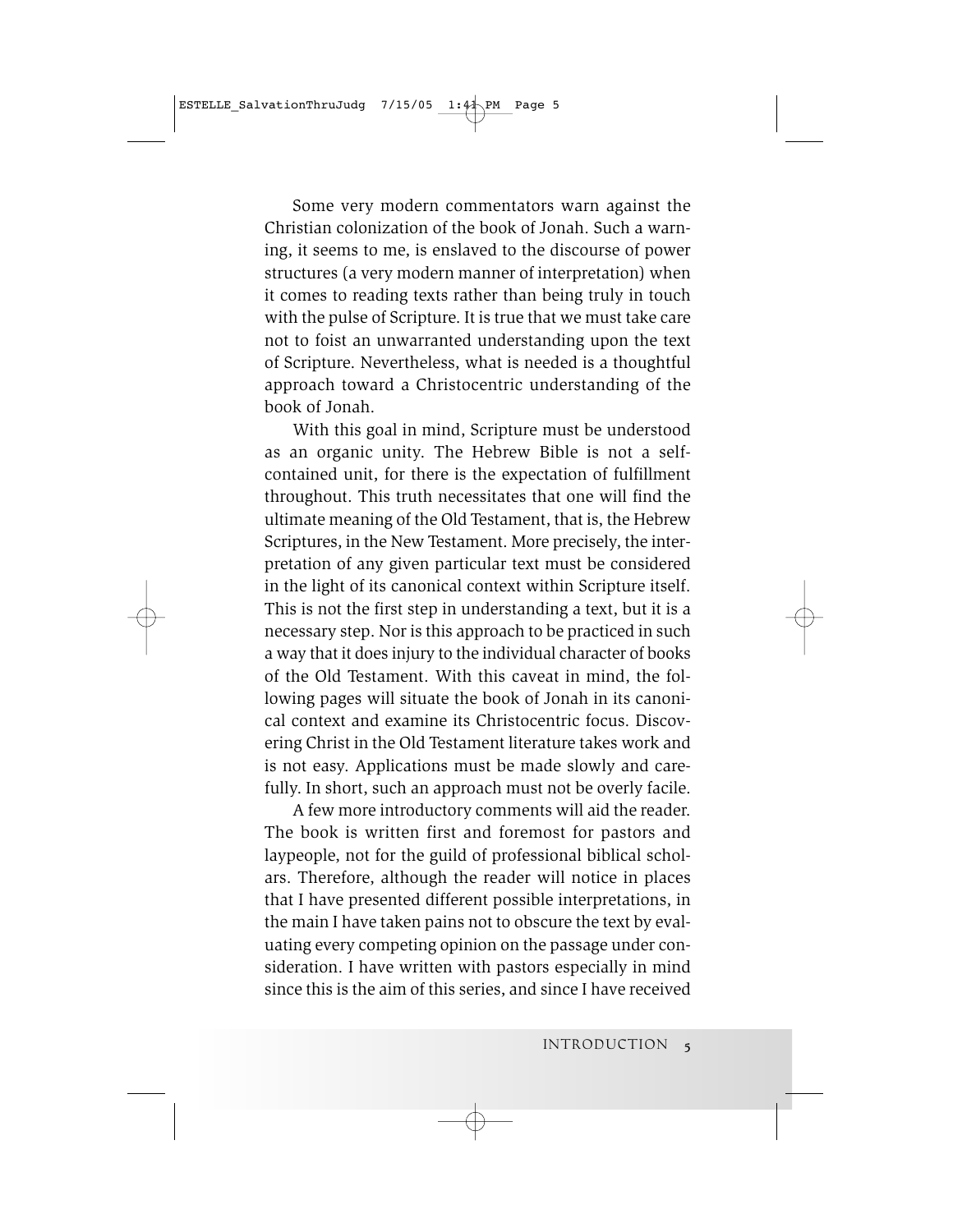Some very modern commentators warn against the Christian colonization of the book of Jonah. Such a warning, it seems to me, is enslaved to the discourse of power structures (a very modern manner of interpretation) when it comes to reading texts rather than being truly in touch with the pulse of Scripture. It is true that we must take care not to foist an unwarranted understanding upon the text of Scripture. Nevertheless, what is needed is a thoughtful approach toward a Christocentric understanding of the book of Jonah.

With this goal in mind, Scripture must be understood as an organic unity. The Hebrew Bible is not a self-contained unit, for there is the expectation of fulfillment throughout. This truth necessitates that one will find the ultimate meaning of the Old Testament, that is, the Hebrew Scriptures, in the New Testament. More precisely, the interpretation of any given particular text must be considered in the light of its canonical context within Scripture itself. This is not the first step in understanding a text, but it is a necessary step. Nor is this approach to be practiced in such a way that it does injury to the individual character of books of the Old Testament. With this caveat in mind, the following pages will situate the book of Jonah in its canonical context and examine its Christocentric focus. Discovering Christ in the Old Testament literature takes work and is not easy. Applications must be made slowly and carefully. In short, such an approach must not be overly facile.

A few more introductory comments will aid the reader. The book is written first and foremost for pastors and laypeople, not for the guild of professional biblical scholars. Therefore, although the reader will notice in places that I have presented different possible interpretations, in the main I have taken pains not to obscure the text by evaluating every competing opinion on the passage under consideration. I have written with pastors especially in mind since this is the aim of this series, and since I have received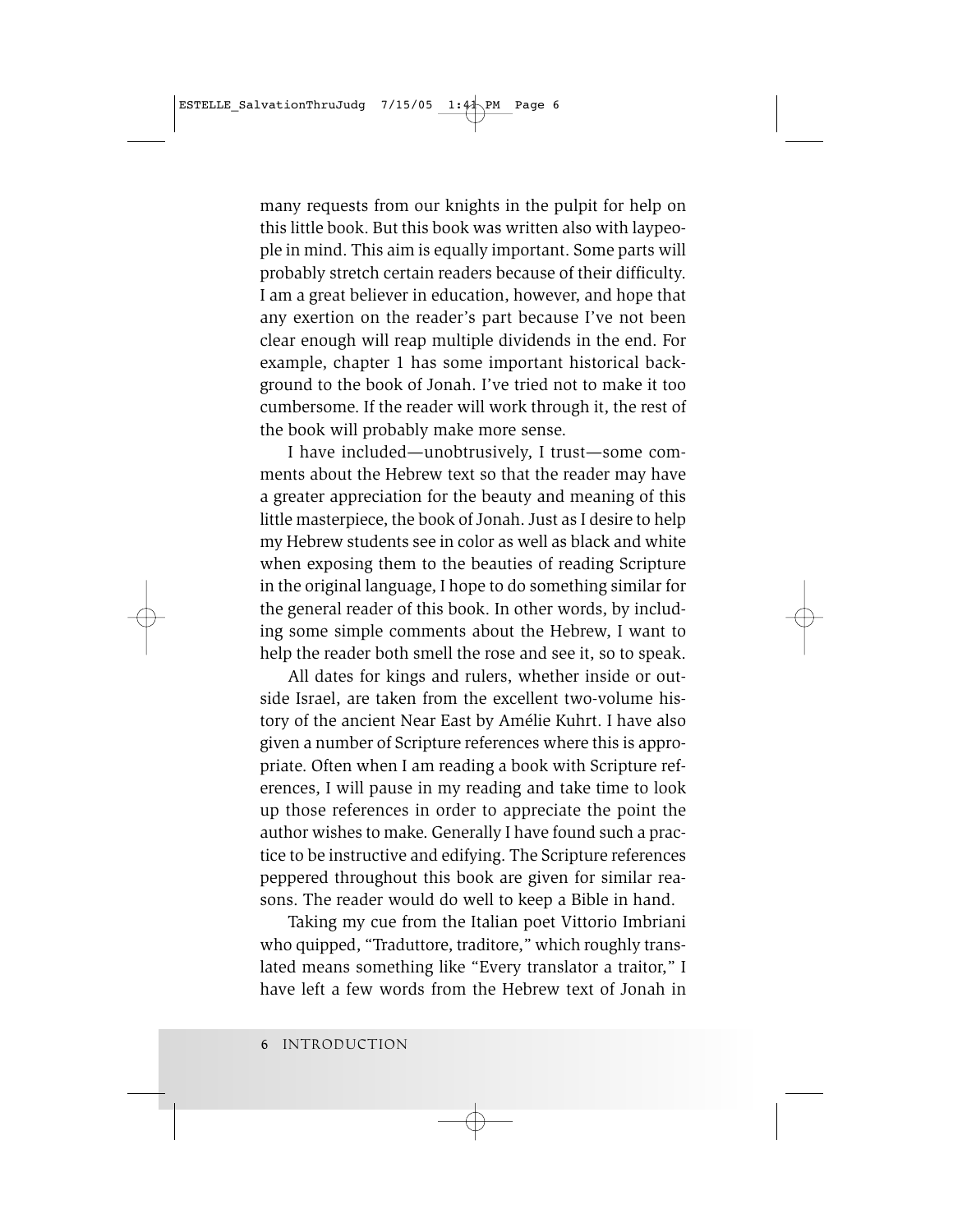many requests from our knights in the pulpit for help on this little book. But this book was written also with laypeople in mind. This aim is equally important. Some parts will probably stretch certain readers because of their difficulty. I am a great believer in education, however, and hope that any exertion on the reader's part because I've not been clear enough will reap multiple dividends in the end. For example, chapter 1 has some important historical background to the book of Jonah. I've tried not to make it too cumbersome. If the reader will work through it, the rest of the book will probably make more sense.

I have included—unobtrusively, I trust—some comments about the Hebrew text so that the reader may have a greater appreciation for the beauty and meaning of this little masterpiece, the book of Jonah. Just as I desire to help my Hebrew students see in color as well as black and white when exposing them to the beauties of reading Scripture in the original language, I hope to do something similar for the general reader of this book. In other words, by including some simple comments about the Hebrew, I want to help the reader both smell the rose and see it, so to speak.

All dates for kings and rulers, whether inside or outside Israel, are taken from the excellent two-volume history of the ancient Near East by Amélie Kuhrt. I have also given a number of Scripture references where this is appropriate. Often when I am reading a book with Scripture references, I will pause in my reading and take time to look up those references in order to appreciate the point the author wishes to make. Generally I have found such a practice to be instructive and edifying. The Scripture references peppered throughout this book are given for similar reasons. The reader would do well to keep a Bible in hand.

Taking my cue from the Italian poet Vittorio Imbriani who quipped, "Traduttore, traditore," which roughly translated means something like "Every translator a traitor," I have left a few words from the Hebrew text of Jonah in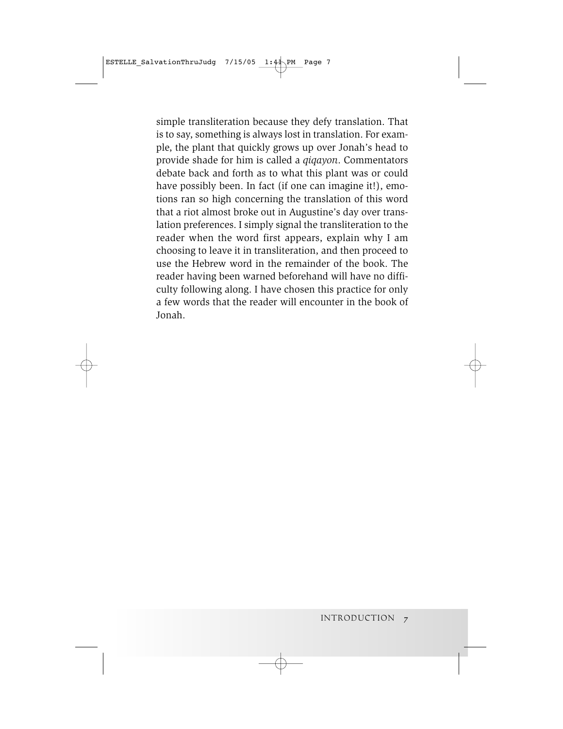simple transliteration because they defy translation. That is to say, something is always lost in translation. For example, the plant that quickly grows up over Jonah's head to provide shade for him is called a *qiqayon*. Commentators debate back and forth as to what this plant was or could have possibly been. In fact (if one can imagine it!), emotions ran so high concerning the translation of this word that a riot almost broke out in Augustine's day over translation preferences. I simply signal the transliteration to the reader when the word first appears, explain why I am choosing to leave it in transliteration, and then proceed to use the Hebrew word in the remainder of the book. The reader having been warned beforehand will have no difficulty following along. I have chosen this practice for only a few words that the reader will encounter in the book of Jonah.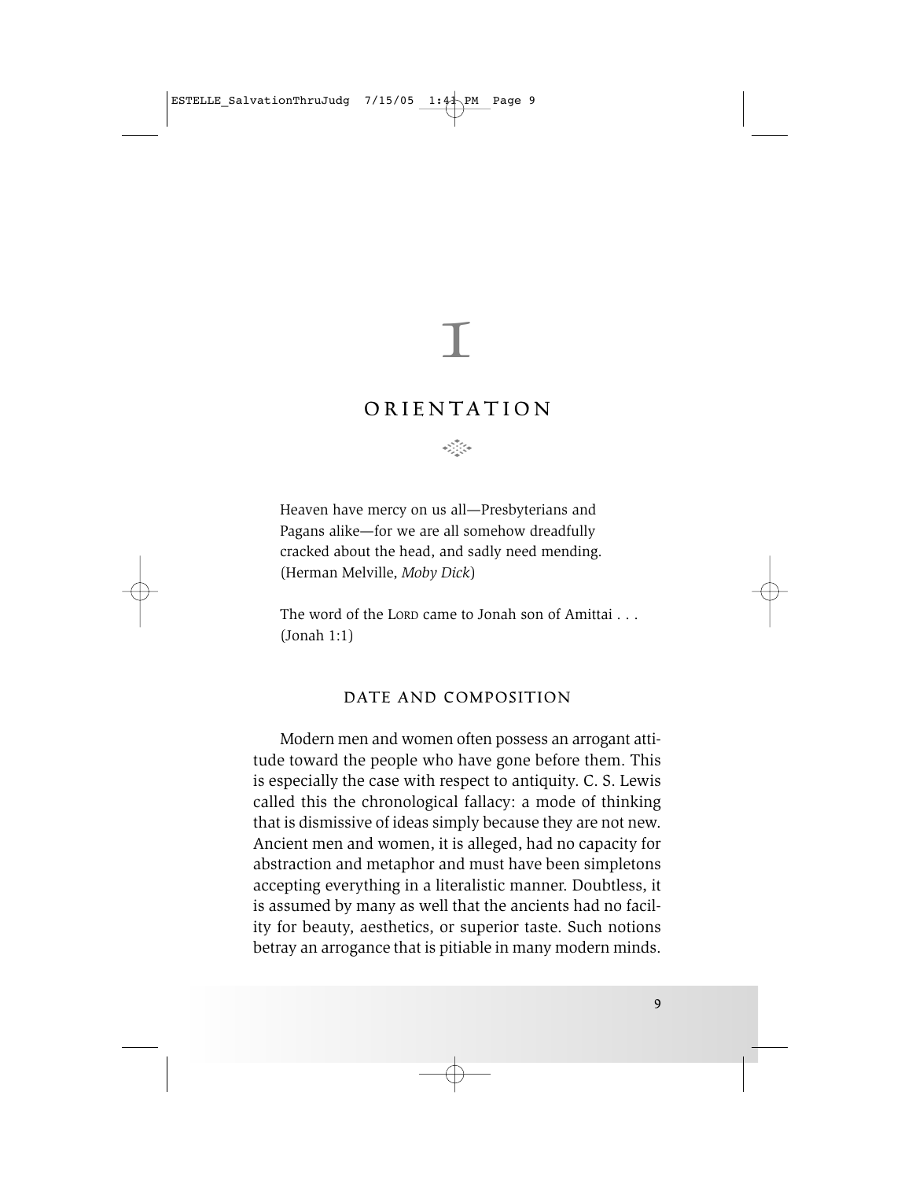# I

# ORIENTATION

Heaven have mercy on us all—Presbyterians and Pagans alike—for we are all somehow dreadfully cracked about the head, and sadly need mending. (Herman Melville, *Moby Dick*)

The word of the LORD came to Jonah son of Amittai . . . (Jonah 1:1)

## DATE AND COMPOSITION

Modern men and women often possess an arrogant attitude toward the people who have gone before them. This is especially the case with respect to antiquity. C. S. Lewis called this the chronological fallacy: a mode of thinking that is dismissive of ideas simply because they are not new. Ancient men and women, it is alleged, had no capacity for abstraction and metaphor and must have been simpletons accepting everything in a literalistic manner. Doubtless, it is assumed by many as well that the ancients had no facility for beauty, aesthetics, or superior taste. Such notions betray an arrogance that is pitiable in many modern minds.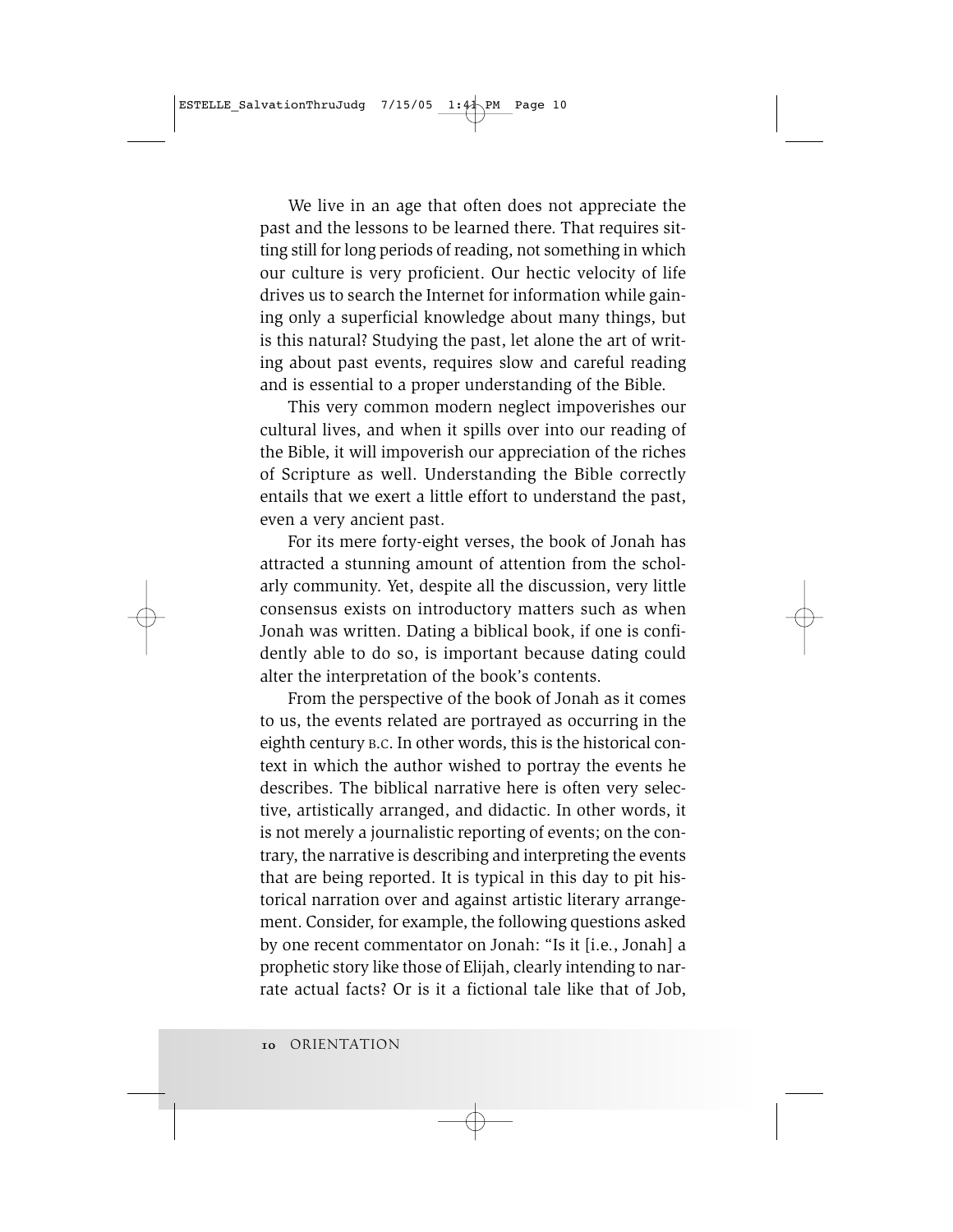We live in an age that often does not appreciate the past and the lessons to be learned there. That requires sitting still for long periods of reading, not something in which our culture is very proficient. Our hectic velocity of life drives us to search the Internet for information while gaining only a superficial knowledge about many things, but is this natural? Studying the past, let alone the art of writing about past events, requires slow and careful reading and is essential to a proper understanding of the Bible.

This very common modern neglect impoverishes our cultural lives, and when it spills over into our reading of the Bible, it will impoverish our appreciation of the riches of Scripture as well. Understanding the Bible correctly entails that we exert a little effort to understand the past, even a very ancient past.

For its mere forty-eight verses, the book of Jonah has attracted a stunning amount of attention from the scholarly community. Yet, despite all the discussion, very little consensus exists on introductory matters such as when Jonah was written. Dating a biblical book, if one is confidently able to do so, is important because dating could alter the interpretation of the book's contents.

From the perspective of the book of Jonah as it comes to us, the events related are portrayed as occurring in the eighth century B.C. In other words, this is the historical context in which the author wished to portray the events he describes. The biblical narrative here is often very selective, artistically arranged, and didactic. In other words, it is not merely a journalistic reporting of events; on the contrary, the narrative is describing and interpreting the events that are being reported. It is typical in this day to pit historical narration over and against artistic literary arrangement. Consider, for example, the following questions asked by one recent commentator on Jonah: "Is it [i.e., Jonah] a prophetic story like those of Elijah, clearly intending to narrate actual facts? Or is it a fictional tale like that of Job,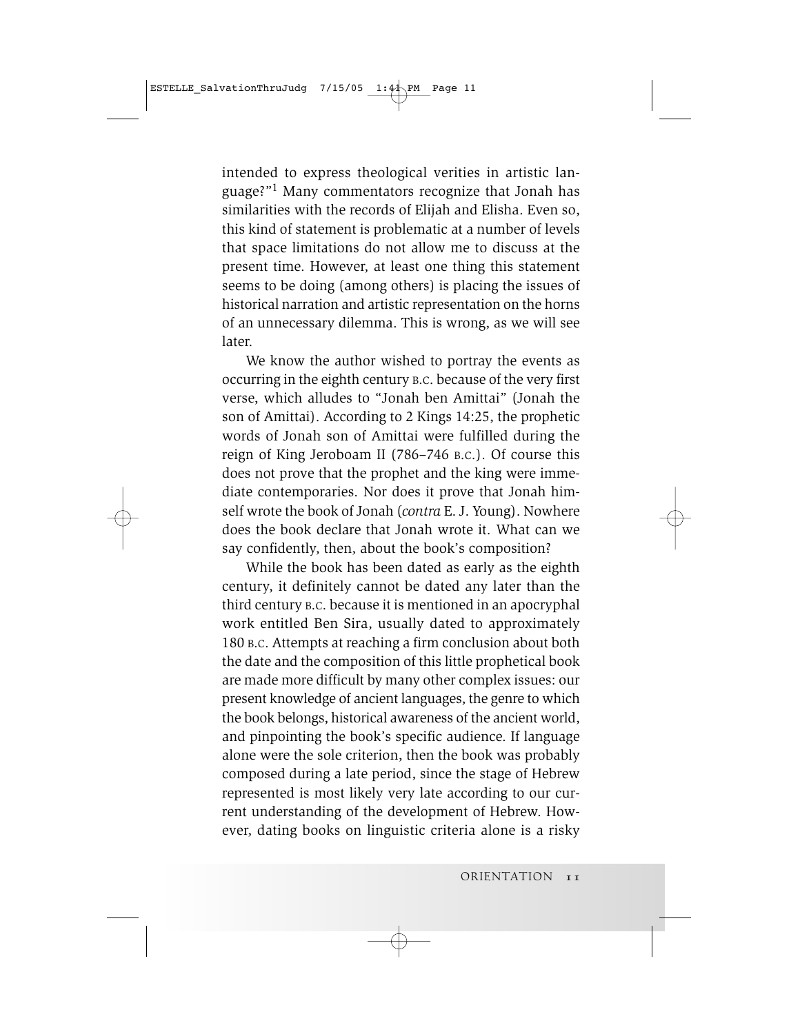intended to express theological verities in artistic language?"[1] Many commentators recognize that Jonah has similarities with the records of Elijah and Elisha. Even so, this kind of statement is problematic at a number of levels that space limitations do not allow me to discuss at the present time. However, at least one thing this statement seems to be doing (among others) is placing the issues of historical narration and artistic representation on the horns of an unnecessary dilemma. This is wrong, as we will see later.

We know the author wished to portray the events as occurring in the eighth century B.C. because of the very first verse, which alludes to "Jonah ben Amittai" (Jonah the son of Amittai). According to 2 Kings 14:25, the prophetic words of Jonah son of Amittai were fulfilled during the reign of King Jeroboam II (786–746 B.C.). Of course this does not prove that the prophet and the king were immediate contemporaries. Nor does it prove that Jonah himself wrote the book of Jonah (*contra* E. J. Young). Nowhere does the book declare that Jonah wrote it. What can we say confidently, then, about the book's composition?

While the book has been dated as early as the eighth century, it definitely cannot be dated any later than the third century B.C. because it is mentioned in an apocryphal work entitled Ben Sira, usually dated to approximately 180 B.C. Attempts at reaching a firm conclusion about both the date and the composition of this little prophetical book are made more difficult by many other complex issues: our present knowledge of ancient languages, the genre to which the book belongs, historical awareness of the ancient world, and pinpointing the book's specific audience. If language alone were the sole criterion, then the book was probably composed during a late period, since the stage of Hebrew represented is most likely very late according to our current understanding of the development of Hebrew. However, dating books on linguistic criteria alone is a risky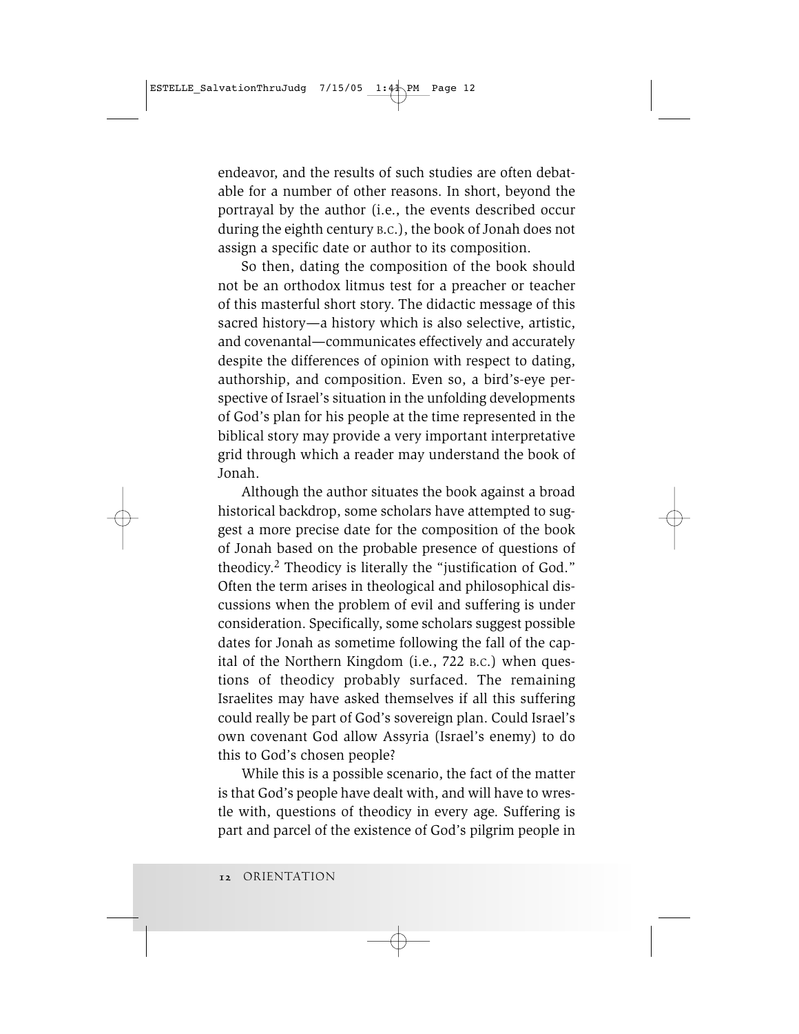endeavor, and the results of such studies are often debatable for a number of other reasons. In short, beyond the portrayal by the author (i.e., the events described occur during the eighth century B.C.), the book of Jonah does not assign a specific date or author to its composition.

So then, dating the composition of the book should not be an orthodox litmus test for a preacher or teacher of this masterful short story. The didactic message of this sacred history—a history which is also selective, artistic, and covenantal—communicates effectively and accurately despite the differences of opinion with respect to dating, authorship, and composition. Even so, a bird's-eye perspective of Israel's situation in the unfolding developments of God's plan for his people at the time represented in the biblical story may provide a very important interpretative grid through which a reader may understand the book of Jonah.

Although the author situates the book against a broad historical backdrop, some scholars have attempted to suggest a more precise date for the composition of the book of Jonah based on the probable presence of questions of theodicy.[2] Theodicy is literally the "justification of God." Often the term arises in theological and philosophical discussions when the problem of evil and suffering is under consideration. Specifically, some scholars suggest possible dates for Jonah as sometime following the fall of the capital of the Northern Kingdom (i.e., 722 B.C.) when questions of theodicy probably surfaced. The remaining Israelites may have asked themselves if all this suffering could really be part of God's sovereign plan. Could Israel's own covenant God allow Assyria (Israel's enemy) to do this to God's chosen people?

While this is a possible scenario, the fact of the matter is that God's people have dealt with, and will have to wrestle with, questions of theodicy in every age. Suffering is part and parcel of the existence of God's pilgrim people in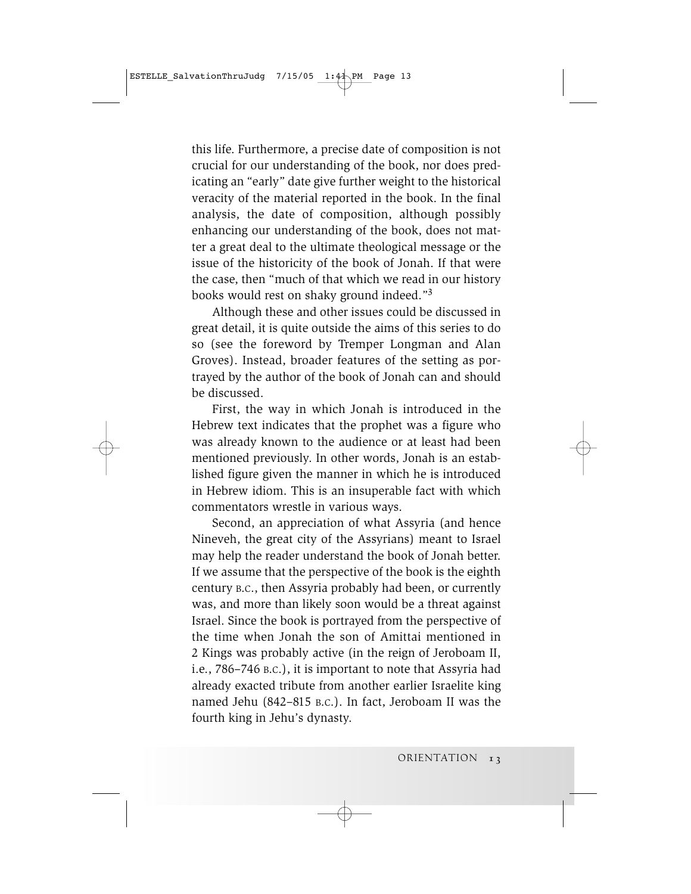this life. Furthermore, a precise date of composition is not crucial for our understanding of the book, nor does predicating an "early" date give further weight to the historical veracity of the material reported in the book. In the final analysis, the date of composition, although possibly enhancing our understanding of the book, does not matter a great deal to the ultimate theological message or the issue of the historicity of the book of Jonah. If that were the case, then "much of that which we read in our history books would rest on shaky ground indeed."[3]

Although these and other issues could be discussed in great detail, it is quite outside the aims of this series to do so (see the foreword by Tremper Longman and Alan Groves). Instead, broader features of the setting as portrayed by the author of the book of Jonah can and should be discussed.

First, the way in which Jonah is introduced in the Hebrew text indicates that the prophet was a figure who was already known to the audience or at least had been mentioned previously. In other words, Jonah is an established figure given the manner in which he is introduced in Hebrew idiom. This is an insuperable fact with which commentators wrestle in various ways.

Second, an appreciation of what Assyria (and hence Nineveh, the great city of the Assyrians) meant to Israel may help the reader understand the book of Jonah better. If we assume that the perspective of the book is the eighth century B.C., then Assyria probably had been, or currently was, and more than likely soon would be a threat against Israel. Since the book is portrayed from the perspective of the time when Jonah the son of Amittai mentioned in 2 Kings was probably active (in the reign of Jeroboam II, i.e., 786–746 B.C.), it is important to note that Assyria had already exacted tribute from another earlier Israelite king named Jehu (842–815 B.C.). In fact, Jeroboam II was the fourth king in Jehu's dynasty.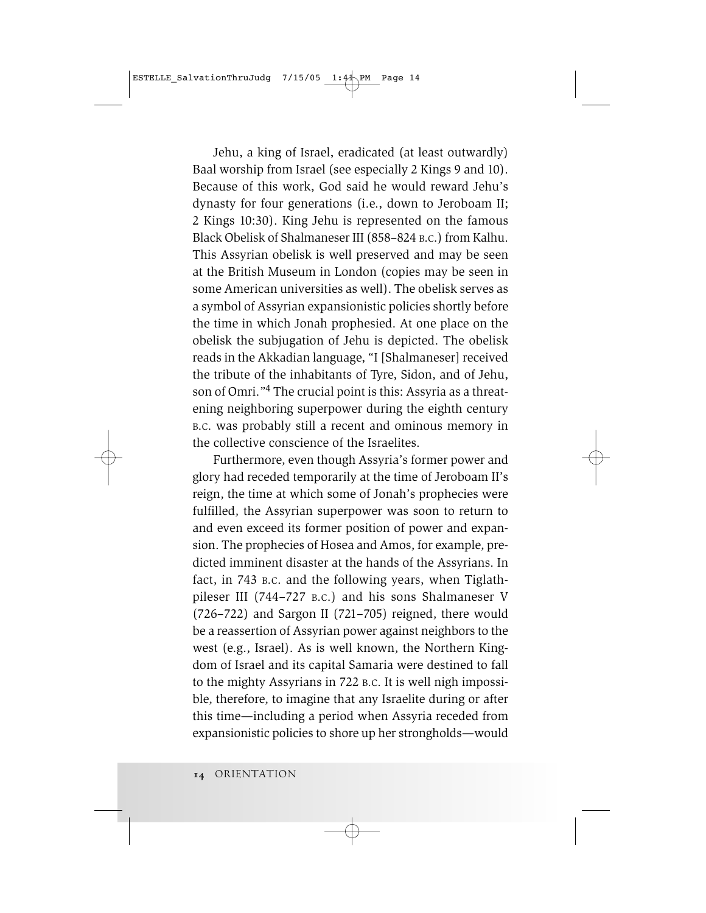Jehu, a king of Israel, eradicated (at least outwardly) Baal worship from Israel (see especially 2 Kings 9 and 10). Because of this work, God said he would reward Jehu's dynasty for four generations (i.e., down to Jeroboam II; 2 Kings 10:30). King Jehu is represented on the famous Black Obelisk of Shalmaneser III (858–824 B.C.) from Kalhu. This Assyrian obelisk is well preserved and may be seen at the British Museum in London (copies may be seen in some American universities as well). The obelisk serves as a symbol of Assyrian expansionistic policies shortly before the time in which Jonah prophesied. At one place on the obelisk the subjugation of Jehu is depicted. The obelisk reads in the Akkadian language, "I [Shalmaneser] received the tribute of the inhabitants of Tyre, Sidon, and of Jehu, son of Omri."[4] The crucial point is this: Assyria as a threatening neighboring superpower during the eighth century B.C. was probably still a recent and ominous memory in the collective conscience of the Israelites.

Furthermore, even though Assyria's former power and glory had receded temporarily at the time of Jeroboam II's reign, the time at which some of Jonah's prophecies were fulfilled, the Assyrian superpower was soon to return to and even exceed its former position of power and expansion. The prophecies of Hosea and Amos, for example, predicted imminent disaster at the hands of the Assyrians. In fact, in 743 B.C. and the following years, when Tiglath-pileser III (744–727 B.C.) and his sons Shalmaneser V (726–722) and Sargon II (721–705) reigned, there would be a reassertion of Assyrian power against neighbors to the west (e.g., Israel). As is well known, the Northern Kingdom of Israel and its capital Samaria were destined to fall to the mighty Assyrians in 722 B.C. It is well nigh impossible, therefore, to imagine that any Israelite during or after this time—including a period when Assyria receded from expansionistic policies to shore up her strongholds—would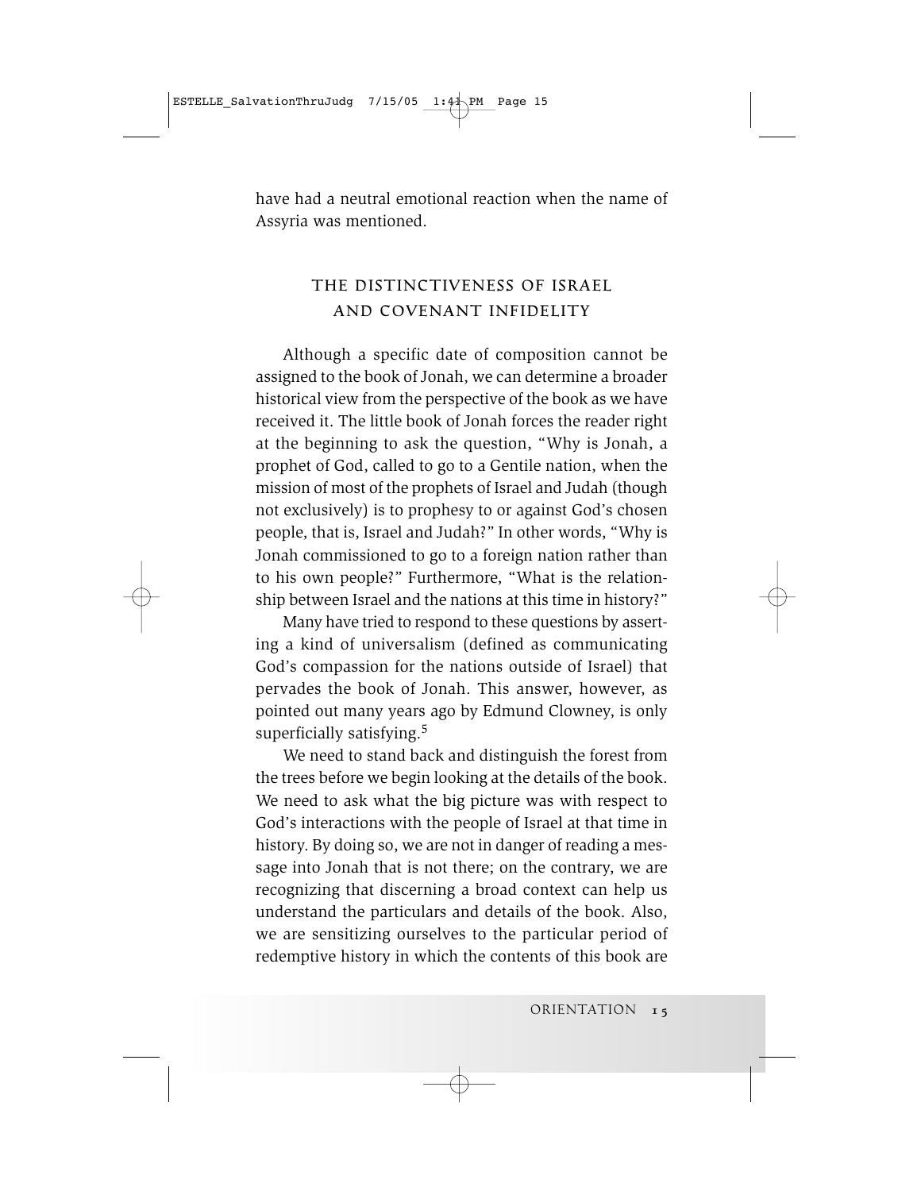have had a neutral emotional reaction when the name of Assyria was mentioned.

## THE DISTINCTIVENESS OF ISRAEL AND COVENANT INFIDELITY

Although a specific date of composition cannot be assigned to the book of Jonah, we can determine a broader historical view from the perspective of the book as we have received it. The little book of Jonah forces the reader right at the beginning to ask the question, "Why is Jonah, a prophet of God, called to go to a Gentile nation, when the mission of most of the prophets of Israel and Judah (though not exclusively) is to prophesy to or against God's chosen people, that is, Israel and Judah?" In other words, "Why is Jonah commissioned to go to a foreign nation rather than to his own people?" Furthermore, "What is the relationship between Israel and the nations at this time in history?"

Many have tried to respond to these questions by asserting a kind of universalism (defined as communicating God's compassion for the nations outside of Israel) that pervades the book of Jonah. This answer, however, as pointed out many years ago by Edmund Clowney, is only superficially satisfying.[5]

We need to stand back and distinguish the forest from the trees before we begin looking at the details of the book. We need to ask what the big picture was with respect to God's interactions with the people of Israel at that time in history. By doing so, we are not in danger of reading a message into Jonah that is not there; on the contrary, we are recognizing that discerning a broad context can help us understand the particulars and details of the book. Also, we are sensitizing ourselves to the particular period of redemptive history in which the contents of this book are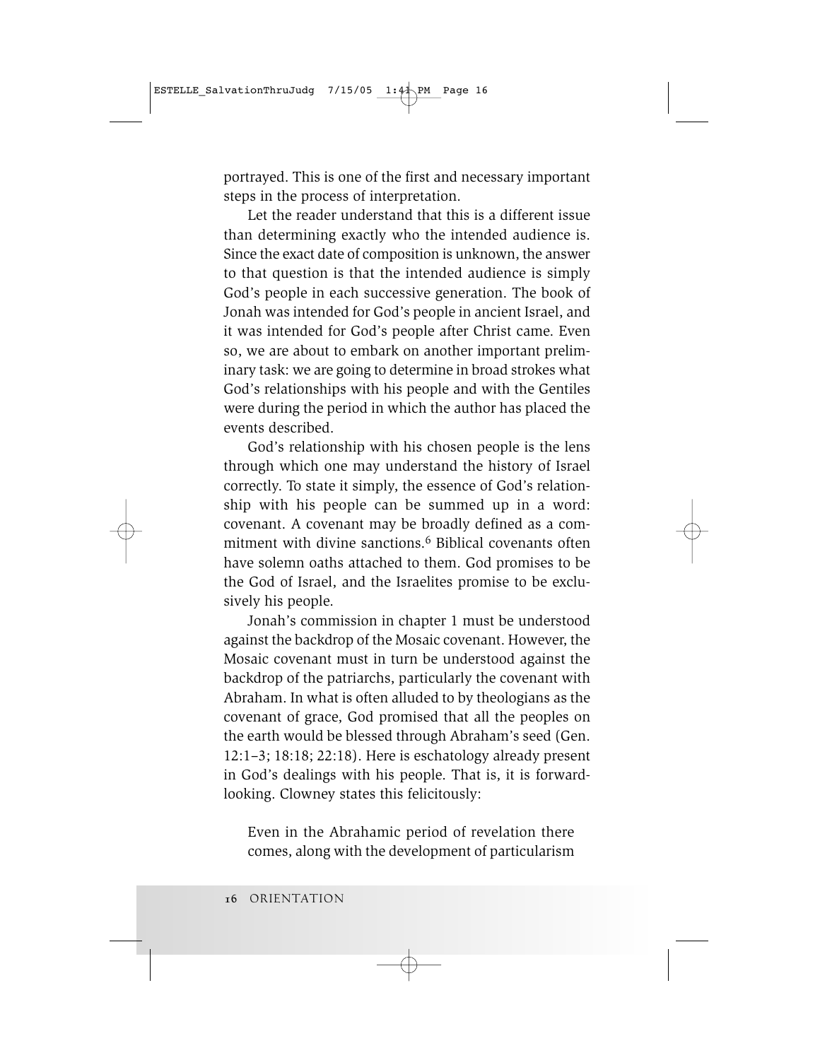portrayed. This is one of the first and necessary important steps in the process of interpretation.

Let the reader understand that this is a different issue than determining exactly who the intended audience is. Since the exact date of composition is unknown, the answer to that question is that the intended audience is simply God's people in each successive generation. The book of Jonah was intended for God's people in ancient Israel, and it was intended for God's people after Christ came. Even so, we are about to embark on another important preliminary task: we are going to determine in broad strokes what God's relationships with his people and with the Gentiles were during the period in which the author has placed the events described.

God's relationship with his chosen people is the lens through which one may understand the history of Israel correctly. To state it simply, the essence of God's relationship with his people can be summed up in a word: covenant. A covenant may be broadly defined as a commitment with divine sanctions.[6] Biblical covenants often have solemn oaths attached to them. God promises to be the God of Israel, and the Israelites promise to be exclusively his people.

Jonah's commission in chapter 1 must be understood against the backdrop of the Mosaic covenant. However, the Mosaic covenant must in turn be understood against the backdrop of the patriarchs, particularly the covenant with Abraham. In what is often alluded to by theologians as the covenant of grace, God promised that all the peoples on the earth would be blessed through Abraham's seed (Gen. 12:1–3; 18:18; 22:18). Here is eschatology already present in God's dealings with his people. That is, it is forward-looking. Clowney states this felicitously:

> Even in the Abrahamic period of revelation there comes, along with the development of particularism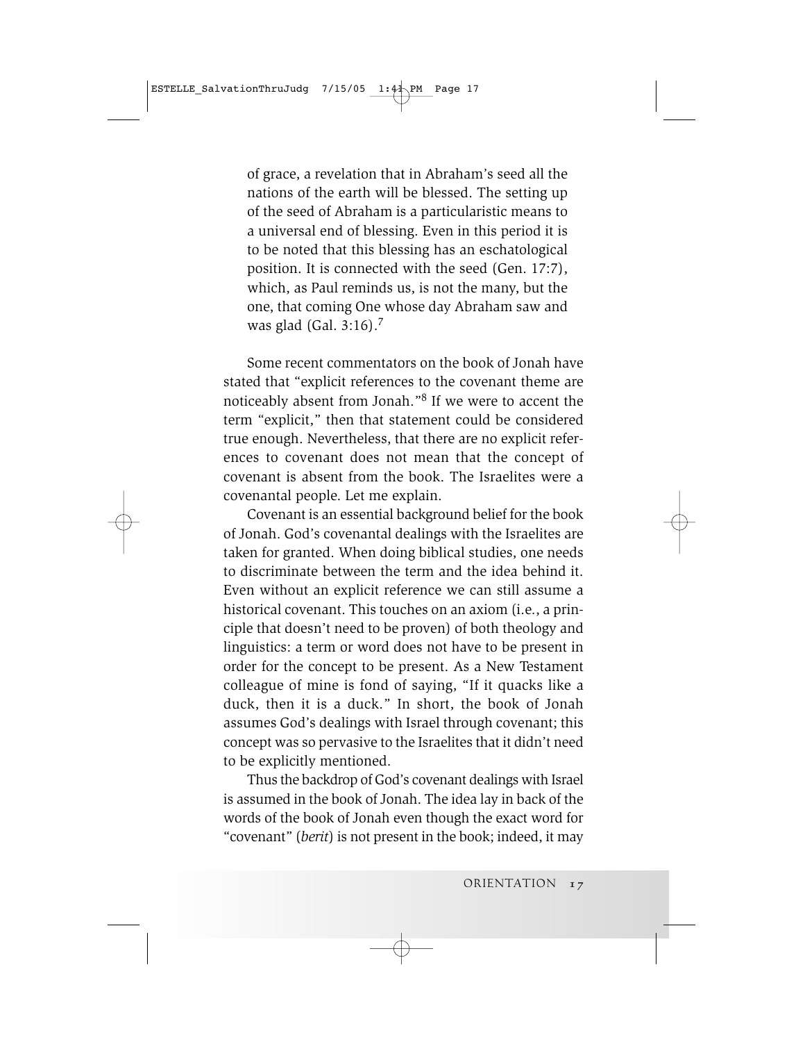> of grace, a revelation that in Abraham's seed all the nations of the earth will be blessed. The setting up of the seed of Abraham is a particularistic means to a universal end of blessing. Even in this period it is to be noted that this blessing has an eschatological position. It is connected with the seed (Gen. 17:7), which, as Paul reminds us, is not the many, but the one, that coming One whose day Abraham saw and was glad (Gal. 3:16).[7]

Some recent commentators on the book of Jonah have stated that "explicit references to the covenant theme are noticeably absent from Jonah."[8] If we were to accent the term "explicit," then that statement could be considered true enough. Nevertheless, that there are no explicit references to covenant does not mean that the concept of covenant is absent from the book. The Israelites were a covenantal people. Let me explain.

Covenant is an essential background belief for the book of Jonah. God's covenantal dealings with the Israelites are taken for granted. When doing biblical studies, one needs to discriminate between the term and the idea behind it. Even without an explicit reference we can still assume a historical covenant. This touches on an axiom (i.e., a principle that doesn't need to be proven) of both theology and linguistics: a term or word does not have to be present in order for the concept to be present. As a New Testament colleague of mine is fond of saying, "If it quacks like a duck, then it is a duck." In short, the book of Jonah assumes God's dealings with Israel through covenant; this concept was so pervasive to the Israelites that it didn't need to be explicitly mentioned.

Thus the backdrop of God's covenant dealings with Israel is assumed in the book of Jonah. The idea lay in back of the words of the book of Jonah even though the exact word for "covenant" (*berit*) is not present in the book; indeed, it may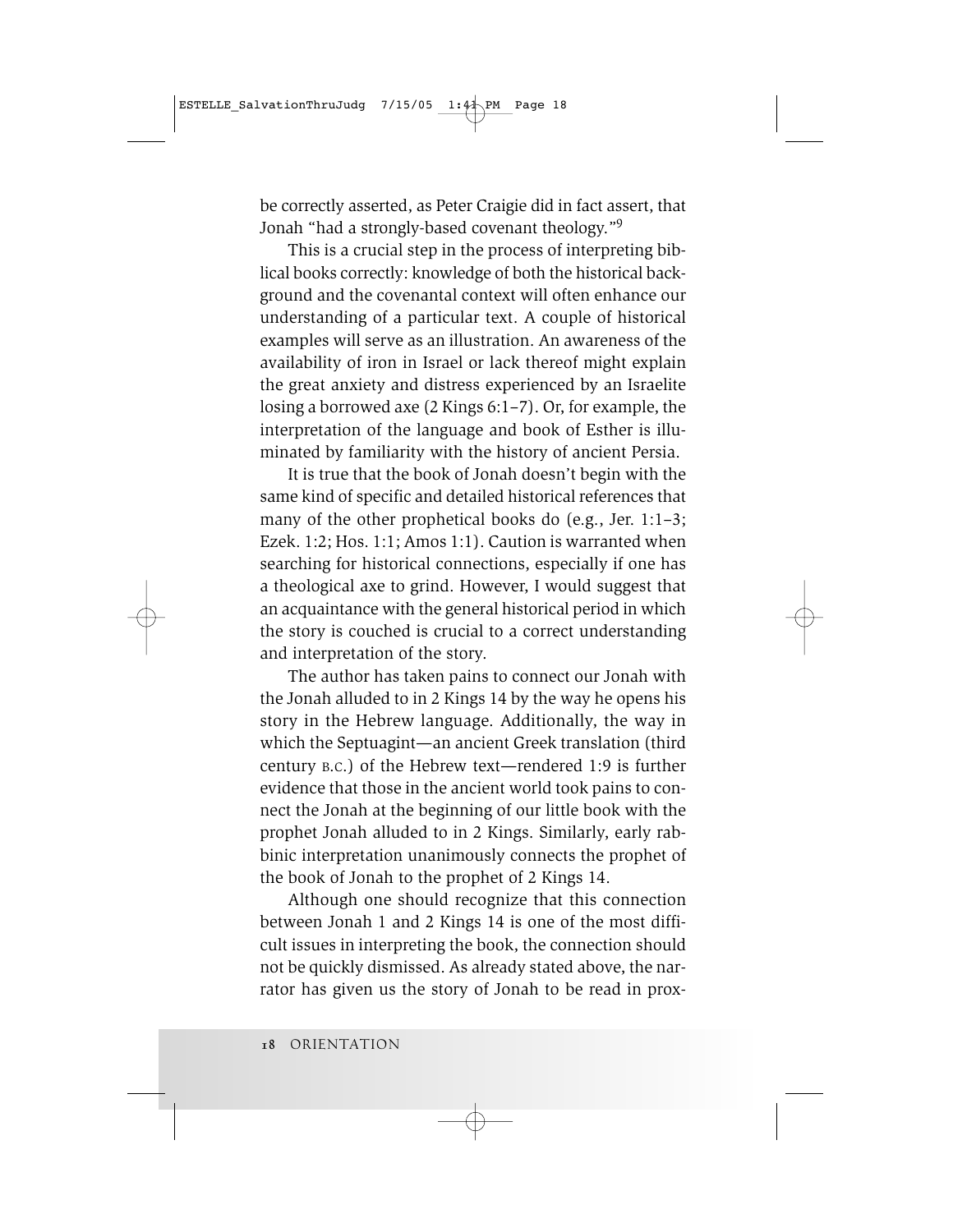be correctly asserted, as Peter Craigie did in fact assert, that Jonah "had a strongly-based covenant theology."[9]

This is a crucial step in the process of interpreting biblical books correctly: knowledge of both the historical background and the covenantal context will often enhance our understanding of a particular text. A couple of historical examples will serve as an illustration. An awareness of the availability of iron in Israel or lack thereof might explain the great anxiety and distress experienced by an Israelite losing a borrowed axe (2 Kings 6:1–7). Or, for example, the interpretation of the language and book of Esther is illuminated by familiarity with the history of ancient Persia.

It is true that the book of Jonah doesn't begin with the same kind of specific and detailed historical references that many of the other prophetical books do (e.g., Jer. 1:1–3; Ezek. 1:2; Hos. 1:1; Amos 1:1). Caution is warranted when searching for historical connections, especially if one has a theological axe to grind. However, I would suggest that an acquaintance with the general historical period in which the story is couched is crucial to a correct understanding and interpretation of the story.

The author has taken pains to connect our Jonah with the Jonah alluded to in 2 Kings 14 by the way he opens his story in the Hebrew language. Additionally, the way in which the Septuagint—an ancient Greek translation (third century B.C.) of the Hebrew text—rendered 1:9 is further evidence that those in the ancient world took pains to connect the Jonah at the beginning of our little book with the prophet Jonah alluded to in 2 Kings. Similarly, early rabbinic interpretation unanimously connects the prophet of the book of Jonah to the prophet of 2 Kings 14.

Although one should recognize that this connection between Jonah 1 and 2 Kings 14 is one of the most difficult issues in interpreting the book, the connection should not be quickly dismissed. As already stated above, the narrator has given us the story of Jonah to be read in prox-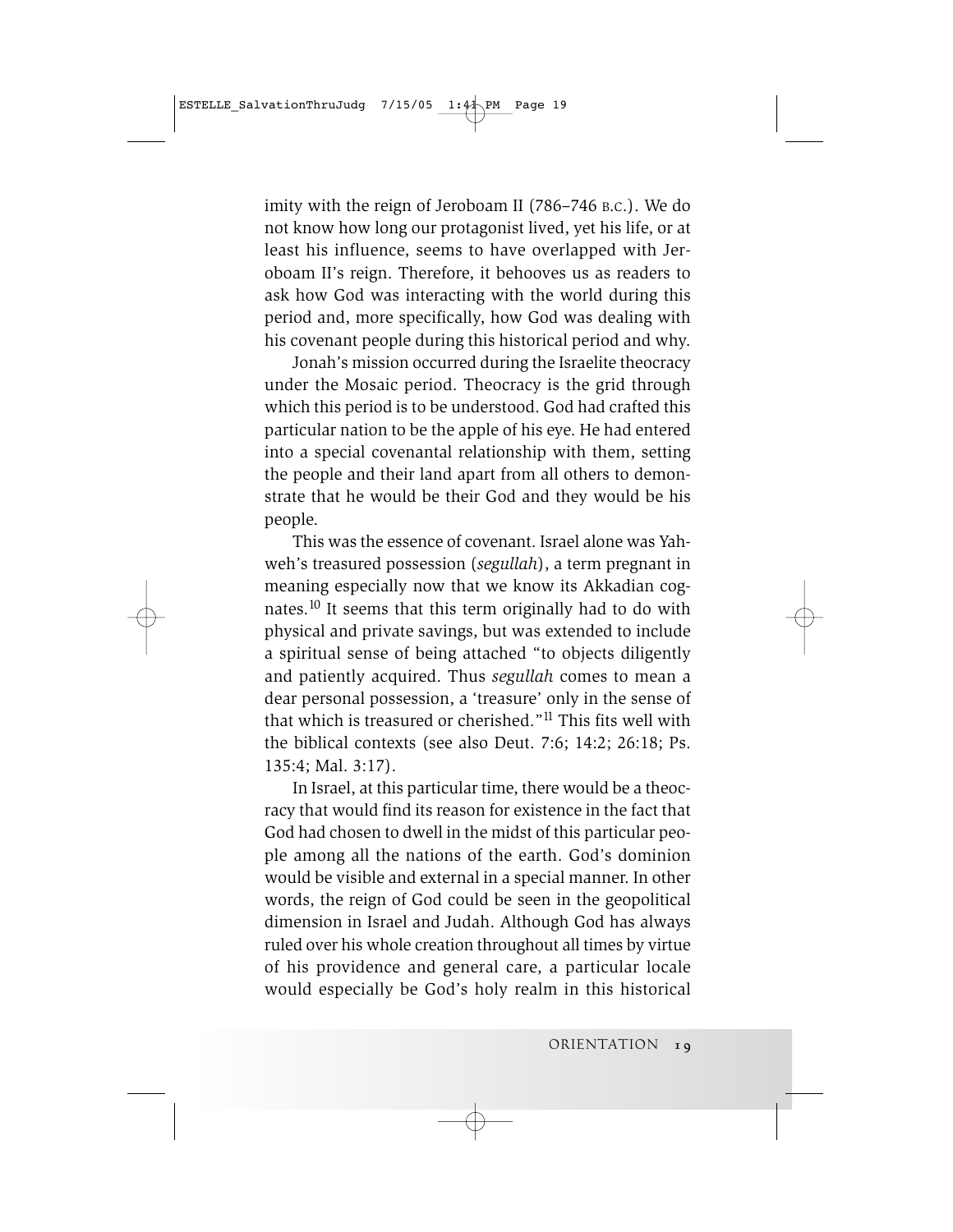imity with the reign of Jeroboam II (786–746 B.C.). We do not know how long our protagonist lived, yet his life, or at least his influence, seems to have overlapped with Jeroboam II's reign. Therefore, it behooves us as readers to ask how God was interacting with the world during this period and, more specifically, how God was dealing with his covenant people during this historical period and why.

Jonah's mission occurred during the Israelite theocracy under the Mosaic period. Theocracy is the grid through which this period is to be understood. God had crafted this particular nation to be the apple of his eye. He had entered into a special covenantal relationship with them, setting the people and their land apart from all others to demonstrate that he would be their God and they would be his people.

This was the essence of covenant. Israel alone was Yahweh's treasured possession (*segullah*), a term pregnant in meaning especially now that we know its Akkadian cognates.[10] It seems that this term originally had to do with physical and private savings, but was extended to include a spiritual sense of being attached "to objects diligently and patiently acquired. Thus *segullah* comes to mean a dear personal possession, a 'treasure' only in the sense of that which is treasured or cherished."[11] This fits well with the biblical contexts (see also Deut. 7:6; 14:2; 26:18; Ps. 135:4; Mal. 3:17).

In Israel, at this particular time, there would be a theocracy that would find its reason for existence in the fact that God had chosen to dwell in the midst of this particular people among all the nations of the earth. God's dominion would be visible and external in a special manner. In other words, the reign of God could be seen in the geopolitical dimension in Israel and Judah. Although God has always ruled over his whole creation throughout all times by virtue of his providence and general care, a particular locale would especially be God's holy realm in this historical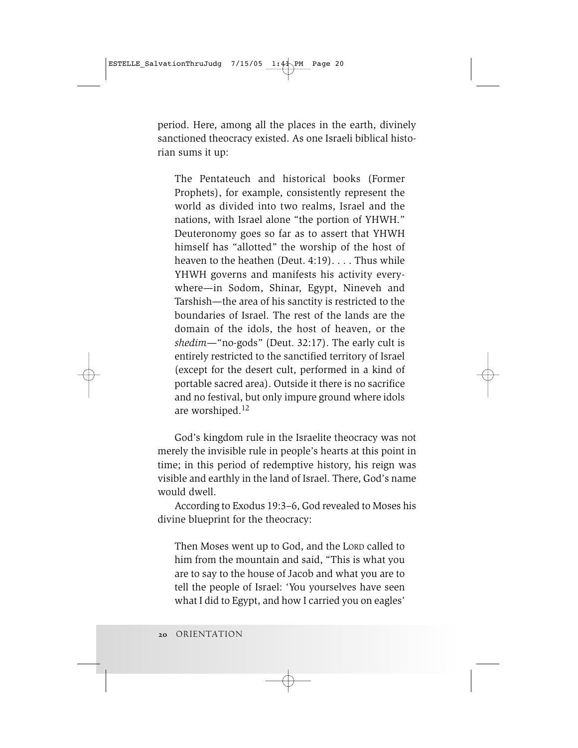period. Here, among all the places in the earth, divinely sanctioned theocracy existed. As one Israeli biblical historian sums it up:

> The Pentateuch and historical books (Former Prophets), for example, consistently represent the world as divided into two realms, Israel and the nations, with Israel alone "the portion of YHWH." Deuteronomy goes so far as to assert that YHWH himself has "allotted" the worship of the host of heaven to the heathen (Deut. 4:19). . . . Thus while YHWH governs and manifests his activity everywhere—in Sodom, Shinar, Egypt, Nineveh and Tarshish—the area of his sanctity is restricted to the boundaries of Israel. The rest of the lands are the domain of the idols, the host of heaven, or the *shedim*—"no-gods" (Deut. 32:17). The early cult is entirely restricted to the sanctified territory of Israel (except for the desert cult, performed in a kind of portable sacred area). Outside it there is no sacrifice and no festival, but only impure ground where idols are worshiped.[12]

God's kingdom rule in the Israelite theocracy was not merely the invisible rule in people's hearts at this point in time; in this period of redemptive history, his reign was visible and earthly in the land of Israel. There, God's name would dwell.

According to Exodus 19:3–6, God revealed to Moses his divine blueprint for the theocracy:

> Then Moses went up to God, and the LORD called to him from the mountain and said, "This is what you are to say to the house of Jacob and what you are to tell the people of Israel: 'You yourselves have seen what I did to Egypt, and how I carried you on eagles'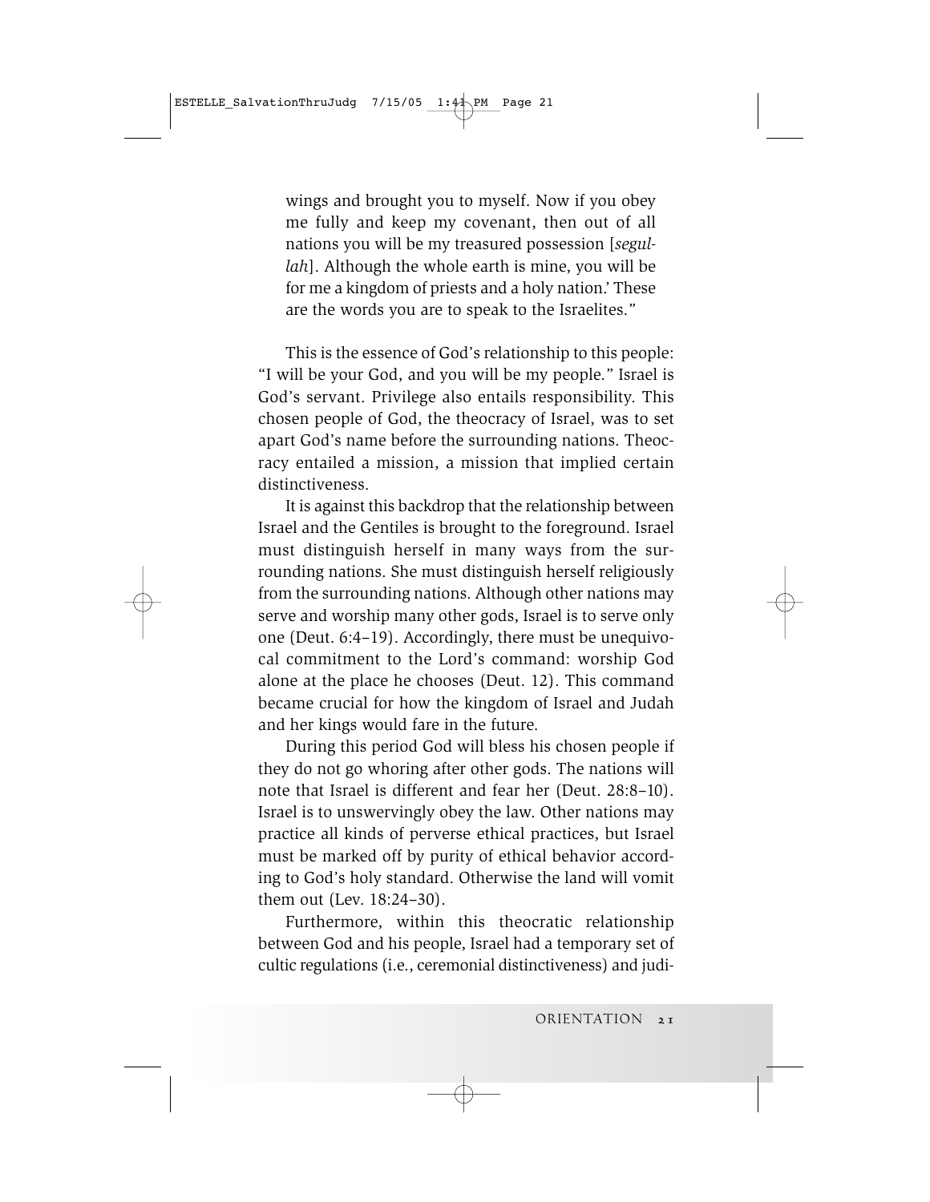> wings and brought you to myself. Now if you obey me fully and keep my covenant, then out of all nations you will be my treasured possession [*segullah*]. Although the whole earth is mine, you will be for me a kingdom of priests and a holy nation.' These are the words you are to speak to the Israelites."

This is the essence of God's relationship to this people: "I will be your God, and you will be my people." Israel is God's servant. Privilege also entails responsibility. This chosen people of God, the theocracy of Israel, was to set apart God's name before the surrounding nations. Theocracy entailed a mission, a mission that implied certain distinctiveness.

It is against this backdrop that the relationship between Israel and the Gentiles is brought to the foreground. Israel must distinguish herself in many ways from the surrounding nations. She must distinguish herself religiously from the surrounding nations. Although other nations may serve and worship many other gods, Israel is to serve only one (Deut. 6:4–19). Accordingly, there must be unequivocal commitment to the Lord's command: worship God alone at the place he chooses (Deut. 12). This command became crucial for how the kingdom of Israel and Judah and her kings would fare in the future.

During this period God will bless his chosen people if they do not go whoring after other gods. The nations will note that Israel is different and fear her (Deut. 28:8–10). Israel is to unswervingly obey the law. Other nations may practice all kinds of perverse ethical practices, but Israel must be marked off by purity of ethical behavior according to God's holy standard. Otherwise the land will vomit them out (Lev. 18:24–30).

Furthermore, within this theocratic relationship between God and his people, Israel had a temporary set of cultic regulations (i.e., ceremonial distinctiveness) and judi-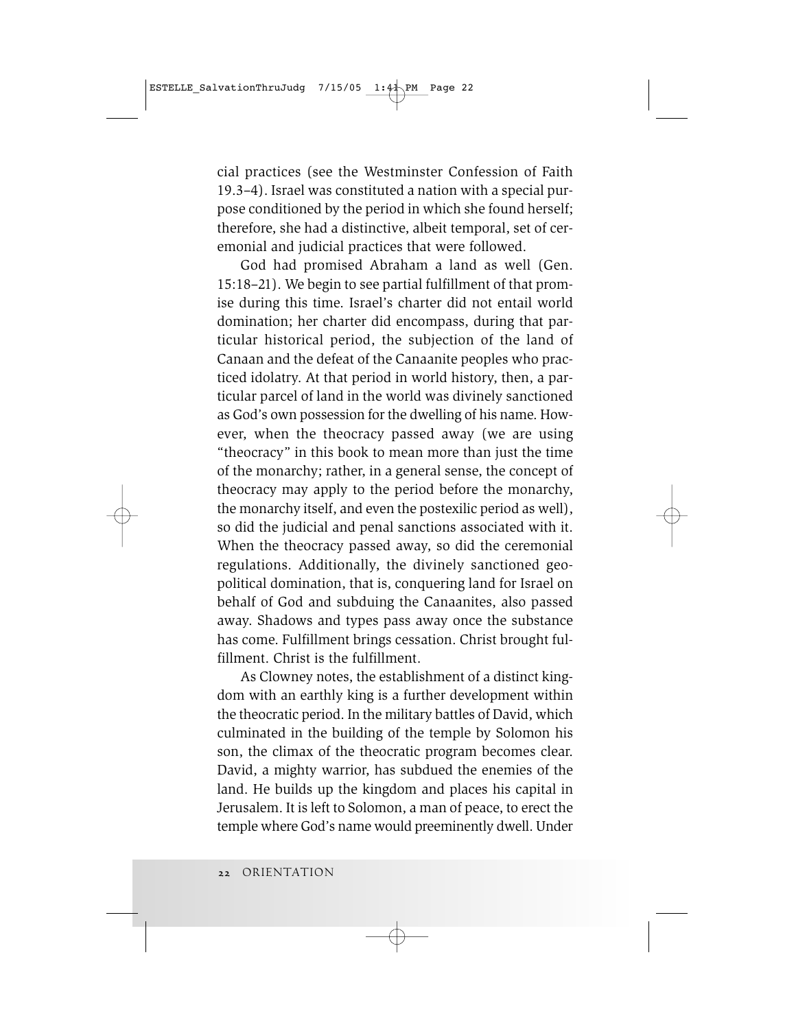cial practices (see the Westminster Confession of Faith 19.3–4). Israel was constituted a nation with a special purpose conditioned by the period in which she found herself; therefore, she had a distinctive, albeit temporal, set of ceremonial and judicial practices that were followed.

God had promised Abraham a land as well (Gen. 15:18–21). We begin to see partial fulfillment of that promise during this time. Israel's charter did not entail world domination; her charter did encompass, during that particular historical period, the subjection of the land of Canaan and the defeat of the Canaanite peoples who practiced idolatry. At that period in world history, then, a particular parcel of land in the world was divinely sanctioned as God's own possession for the dwelling of his name. However, when the theocracy passed away (we are using "theocracy" in this book to mean more than just the time of the monarchy; rather, in a general sense, the concept of theocracy may apply to the period before the monarchy, the monarchy itself, and even the postexilic period as well), so did the judicial and penal sanctions associated with it. When the theocracy passed away, so did the ceremonial regulations. Additionally, the divinely sanctioned geopolitical domination, that is, conquering land for Israel on behalf of God and subduing the Canaanites, also passed away. Shadows and types pass away once the substance has come. Fulfillment brings cessation. Christ brought fulfillment. Christ is the fulfillment.

As Clowney notes, the establishment of a distinct kingdom with an earthly king is a further development within the theocratic period. In the military battles of David, which culminated in the building of the temple by Solomon his son, the climax of the theocratic program becomes clear. David, a mighty warrior, has subdued the enemies of the land. He builds up the kingdom and places his capital in Jerusalem. It is left to Solomon, a man of peace, to erect the temple where God's name would preeminently dwell. Under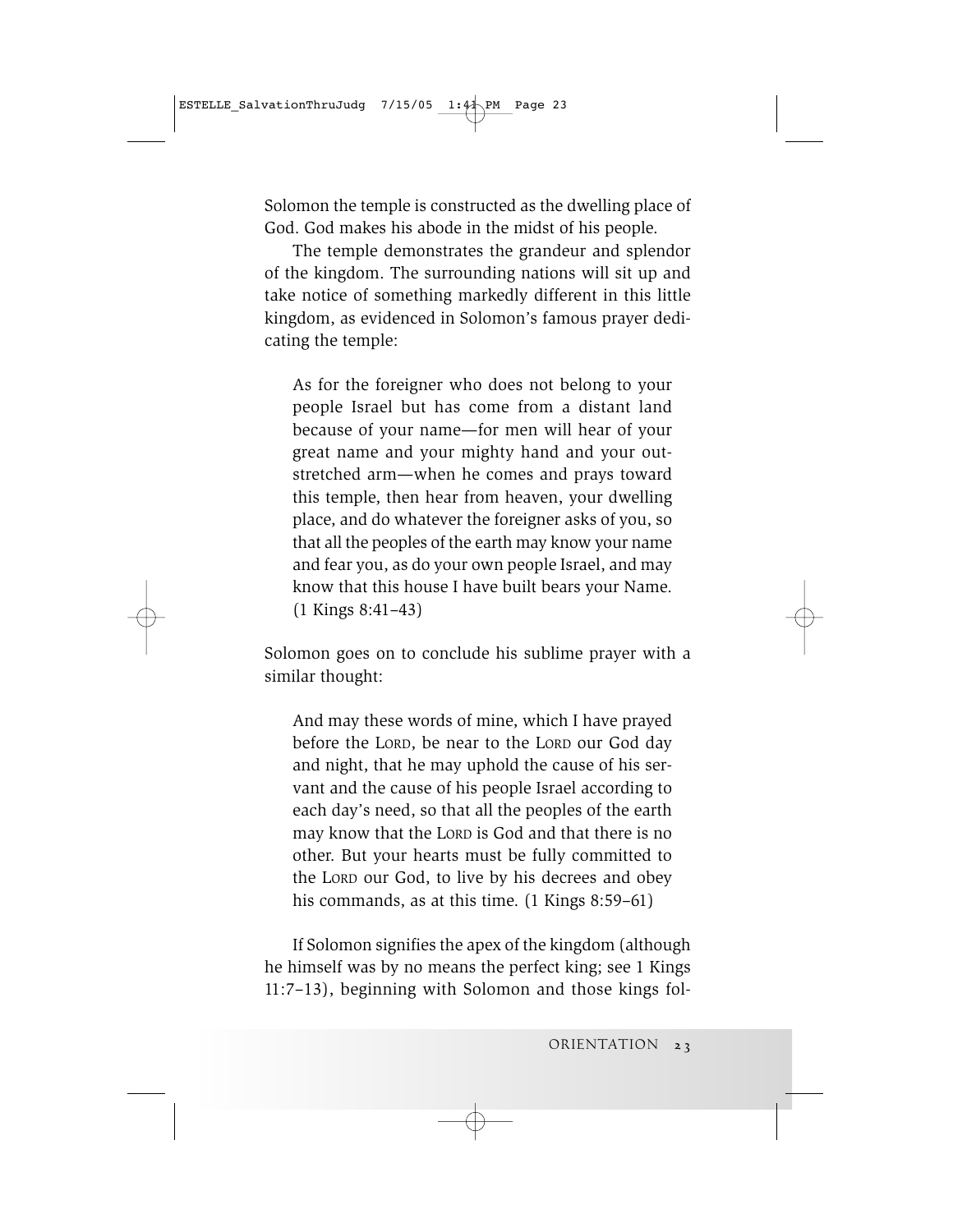Solomon the temple is constructed as the dwelling place of God. God makes his abode in the midst of his people.

The temple demonstrates the grandeur and splendor of the kingdom. The surrounding nations will sit up and take notice of something markedly different in this little kingdom, as evidenced in Solomon's famous prayer dedicating the temple:

> As for the foreigner who does not belong to your people Israel but has come from a distant land because of your name—for men will hear of your great name and your mighty hand and your outstretched arm—when he comes and prays toward this temple, then hear from heaven, your dwelling place, and do whatever the foreigner asks of you, so that all the peoples of the earth may know your name and fear you, as do your own people Israel, and may know that this house I have built bears your Name. (1 Kings 8:41–43)

Solomon goes on to conclude his sublime prayer with a similar thought:

> And may these words of mine, which I have prayed before the LORD, be near to the LORD our God day and night, that he may uphold the cause of his servant and the cause of his people Israel according to each day's need, so that all the peoples of the earth may know that the LORD is God and that there is no other. But your hearts must be fully committed to the LORD our God, to live by his decrees and obey his commands, as at this time. (1 Kings 8:59–61)

If Solomon signifies the apex of the kingdom (although he himself was by no means the perfect king; see 1 Kings 11:7–13), beginning with Solomon and those kings fol-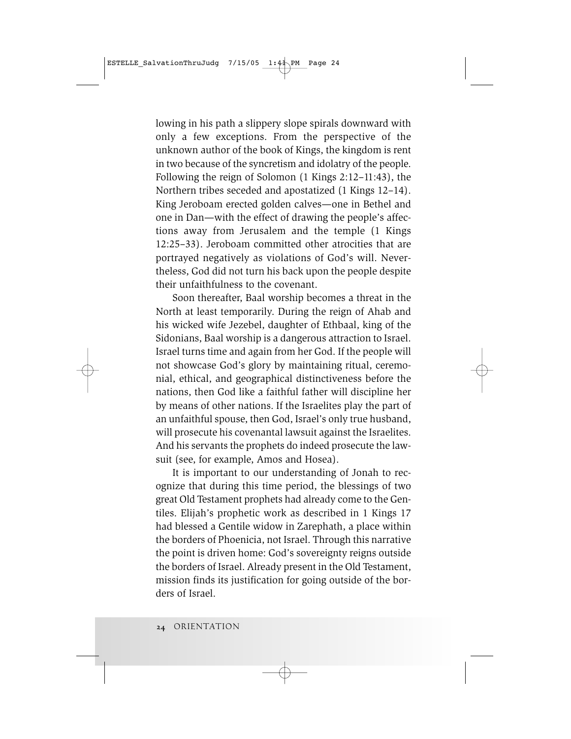lowing in his path a slippery slope spirals downward with only a few exceptions. From the perspective of the unknown author of the book of Kings, the kingdom is rent in two because of the syncretism and idolatry of the people. Following the reign of Solomon (1 Kings 2:12–11:43), the Northern tribes seceded and apostatized (1 Kings 12–14). King Jeroboam erected golden calves—one in Bethel and one in Dan—with the effect of drawing the people's affections away from Jerusalem and the temple (1 Kings 12:25–33). Jeroboam committed other atrocities that are portrayed negatively as violations of God's will. Nevertheless, God did not turn his back upon the people despite their unfaithfulness to the covenant.

Soon thereafter, Baal worship becomes a threat in the North at least temporarily. During the reign of Ahab and his wicked wife Jezebel, daughter of Ethbaal, king of the Sidonians, Baal worship is a dangerous attraction to Israel. Israel turns time and again from her God. If the people will not showcase God's glory by maintaining ritual, ceremonial, ethical, and geographical distinctiveness before the nations, then God like a faithful father will discipline her by means of other nations. If the Israelites play the part of an unfaithful spouse, then God, Israel's only true husband, will prosecute his covenantal lawsuit against the Israelites. And his servants the prophets do indeed prosecute the lawsuit (see, for example, Amos and Hosea).

It is important to our understanding of Jonah to recognize that during this time period, the blessings of two great Old Testament prophets had already come to the Gentiles. Elijah's prophetic work as described in 1 Kings 17 had blessed a Gentile widow in Zarephath, a place within the borders of Phoenicia, not Israel. Through this narrative the point is driven home: God's sovereignty reigns outside the borders of Israel. Already present in the Old Testament, mission finds its justification for going outside of the borders of Israel.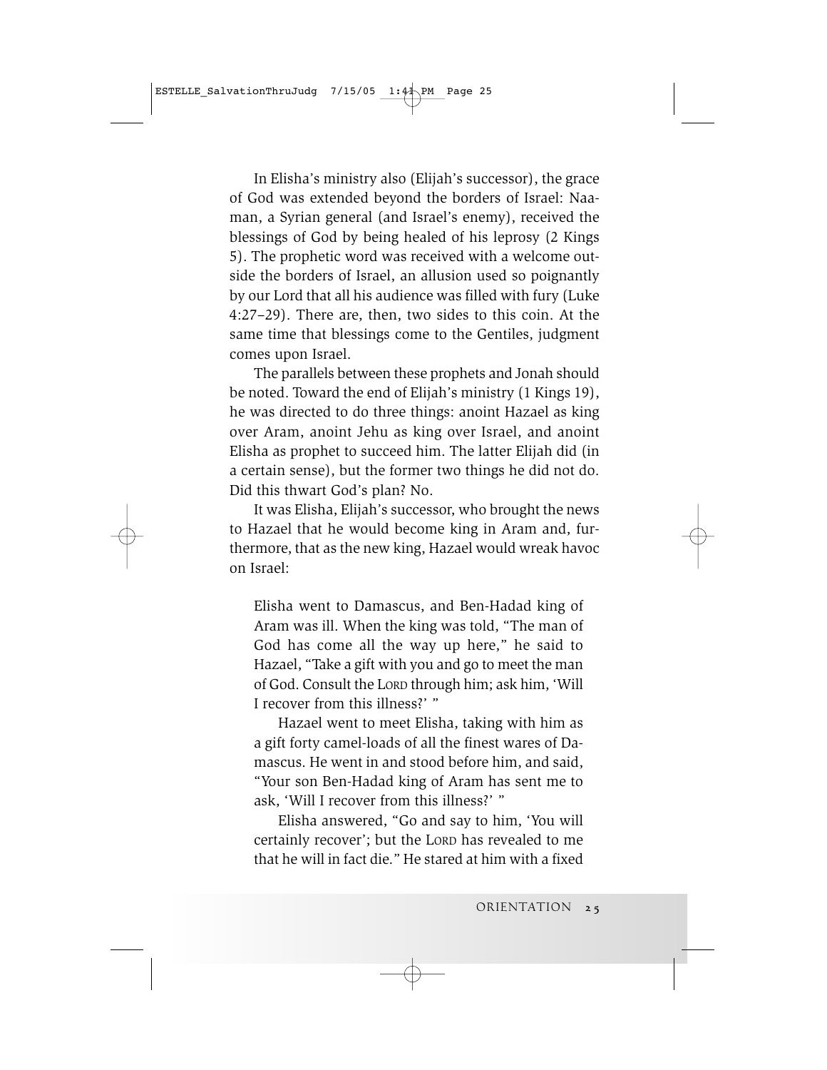In Elisha's ministry also (Elijah's successor), the grace of God was extended beyond the borders of Israel: Naaman, a Syrian general (and Israel's enemy), received the blessings of God by being healed of his leprosy (2 Kings 5). The prophetic word was received with a welcome outside the borders of Israel, an allusion used so poignantly by our Lord that all his audience was filled with fury (Luke 4:27–29). There are, then, two sides to this coin. At the same time that blessings come to the Gentiles, judgment comes upon Israel.

The parallels between these prophets and Jonah should be noted. Toward the end of Elijah's ministry (1 Kings 19), he was directed to do three things: anoint Hazael as king over Aram, anoint Jehu as king over Israel, and anoint Elisha as prophet to succeed him. The latter Elijah did (in a certain sense), but the former two things he did not do. Did this thwart God's plan? No.

It was Elisha, Elijah's successor, who brought the news to Hazael that he would become king in Aram and, furthermore, that as the new king, Hazael would wreak havoc on Israel:

> Elisha went to Damascus, and Ben-Hadad king of Aram was ill. When the king was told, "The man of God has come all the way up here," he said to Hazael, "Take a gift with you and go to meet the man of God. Consult the LORD through him; ask him, 'Will I recover from this illness?' "
>
> Hazael went to meet Elisha, taking with him as a gift forty camel-loads of all the finest wares of Damascus. He went in and stood before him, and said, "Your son Ben-Hadad king of Aram has sent me to ask, 'Will I recover from this illness?' "
>
> Elisha answered, "Go and say to him, 'You will certainly recover'; but the LORD has revealed to me that he will in fact die." He stared at him with a fixed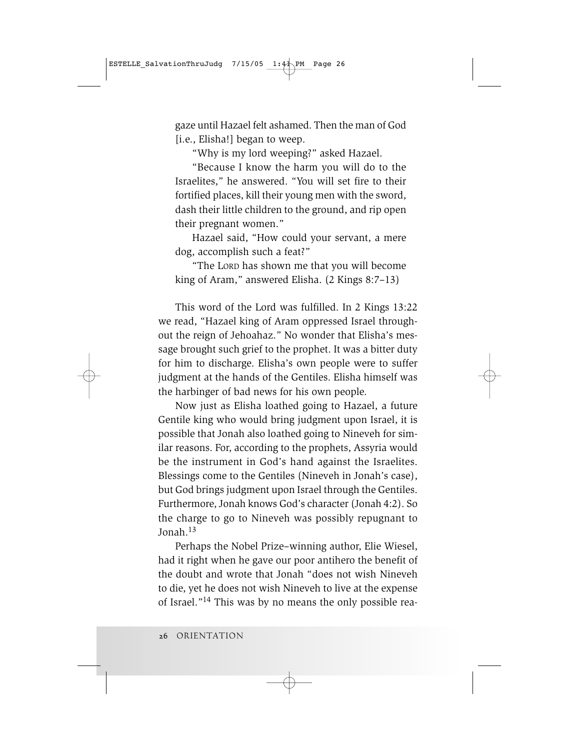> gaze until Hazael felt ashamed. Then the man of God [i.e., Elisha!] began to weep.
>
> "Why is my lord weeping?" asked Hazael.
>
> "Because I know the harm you will do to the Israelites," he answered. "You will set fire to their fortified places, kill their young men with the sword, dash their little children to the ground, and rip open their pregnant women."
>
> Hazael said, "How could your servant, a mere dog, accomplish such a feat?"
>
> "The LORD has shown me that you will become king of Aram," answered Elisha. (2 Kings 8:7–13)

This word of the Lord was fulfilled. In 2 Kings 13:22 we read, "Hazael king of Aram oppressed Israel throughout the reign of Jehoahaz." No wonder that Elisha's message brought such grief to the prophet. It was a bitter duty for him to discharge. Elisha's own people were to suffer judgment at the hands of the Gentiles. Elisha himself was the harbinger of bad news for his own people.

Now just as Elisha loathed going to Hazael, a future Gentile king who would bring judgment upon Israel, it is possible that Jonah also loathed going to Nineveh for similar reasons. For, according to the prophets, Assyria would be the instrument in God's hand against the Israelites. Blessings come to the Gentiles (Nineveh in Jonah's case), but God brings judgment upon Israel through the Gentiles. Furthermore, Jonah knows God's character (Jonah 4:2). So the charge to go to Nineveh was possibly repugnant to Jonah.[13]

Perhaps the Nobel Prize–winning author, Elie Wiesel, had it right when he gave our poor antihero the benefit of the doubt and wrote that Jonah "does not wish Nineveh to die, yet he does not wish Nineveh to live at the expense of Israel."[14] This was by no means the only possible rea-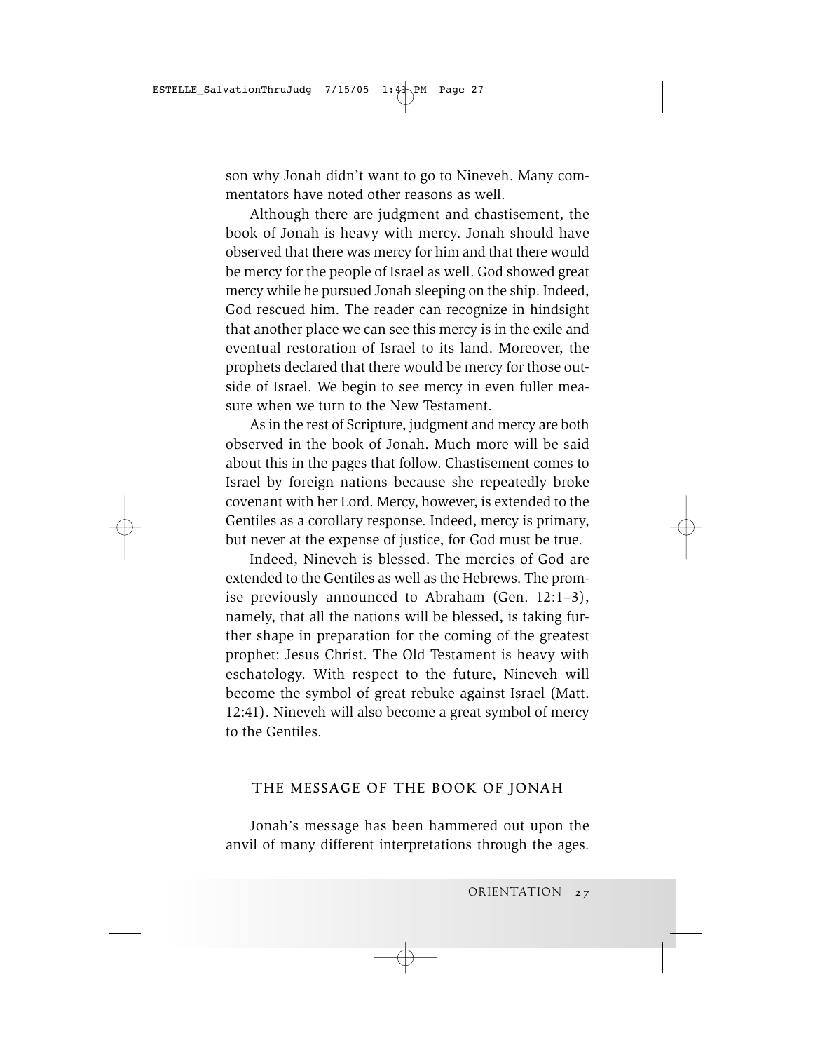son why Jonah didn't want to go to Nineveh. Many commentators have noted other reasons as well.

Although there are judgment and chastisement, the book of Jonah is heavy with mercy. Jonah should have observed that there was mercy for him and that there would be mercy for the people of Israel as well. God showed great mercy while he pursued Jonah sleeping on the ship. Indeed, God rescued him. The reader can recognize in hindsight that another place we can see this mercy is in the exile and eventual restoration of Israel to its land. Moreover, the prophets declared that there would be mercy for those outside of Israel. We begin to see mercy in even fuller measure when we turn to the New Testament.

As in the rest of Scripture, judgment and mercy are both observed in the book of Jonah. Much more will be said about this in the pages that follow. Chastisement comes to Israel by foreign nations because she repeatedly broke covenant with her Lord. Mercy, however, is extended to the Gentiles as a corollary response. Indeed, mercy is primary, but never at the expense of justice, for God must be true.

Indeed, Nineveh is blessed. The mercies of God are extended to the Gentiles as well as the Hebrews. The promise previously announced to Abraham (Gen. 12:1–3), namely, that all the nations will be blessed, is taking further shape in preparation for the coming of the greatest prophet: Jesus Christ. The Old Testament is heavy with eschatology. With respect to the future, Nineveh will become the symbol of great rebuke against Israel (Matt. 12:41). Nineveh will also become a great symbol of mercy to the Gentiles.

## THE MESSAGE OF THE BOOK OF JONAH

Jonah's message has been hammered out upon the anvil of many different interpretations through the ages.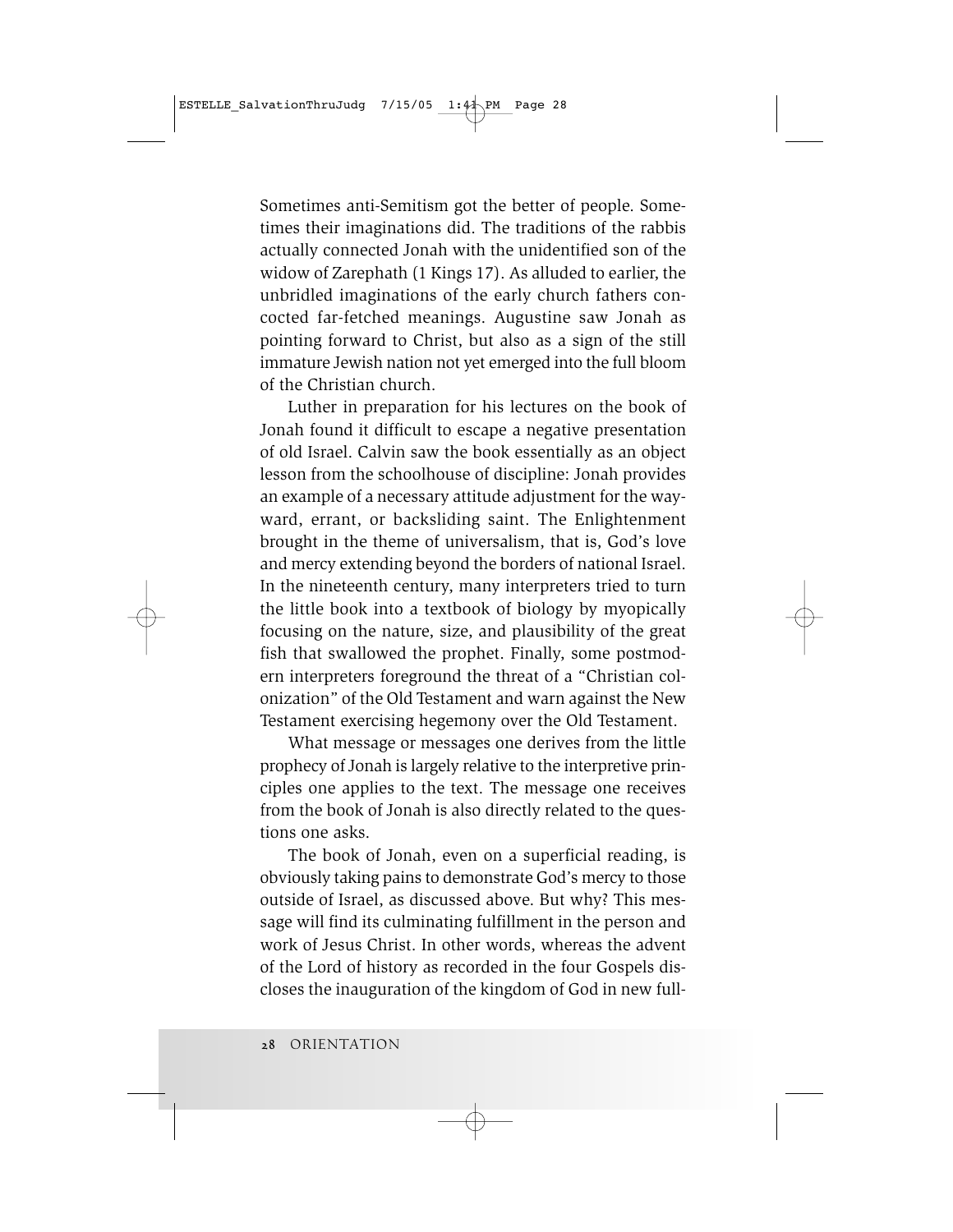Sometimes anti-Semitism got the better of people. Sometimes their imaginations did. The traditions of the rabbis actually connected Jonah with the unidentified son of the widow of Zarephath (1 Kings 17). As alluded to earlier, the unbridled imaginations of the early church fathers concocted far-fetched meanings. Augustine saw Jonah as pointing forward to Christ, but also as a sign of the still immature Jewish nation not yet emerged into the full bloom of the Christian church.

Luther in preparation for his lectures on the book of Jonah found it difficult to escape a negative presentation of old Israel. Calvin saw the book essentially as an object lesson from the schoolhouse of discipline: Jonah provides an example of a necessary attitude adjustment for the wayward, errant, or backsliding saint. The Enlightenment brought in the theme of universalism, that is, God's love and mercy extending beyond the borders of national Israel. In the nineteenth century, many interpreters tried to turn the little book into a textbook of biology by myopically focusing on the nature, size, and plausibility of the great fish that swallowed the prophet. Finally, some postmodern interpreters foreground the threat of a "Christian colonization" of the Old Testament and warn against the New Testament exercising hegemony over the Old Testament.

What message or messages one derives from the little prophecy of Jonah is largely relative to the interpretive principles one applies to the text. The message one receives from the book of Jonah is also directly related to the questions one asks.

The book of Jonah, even on a superficial reading, is obviously taking pains to demonstrate God's mercy to those outside of Israel, as discussed above. But why? This message will find its culminating fulfillment in the person and work of Jesus Christ. In other words, whereas the advent of the Lord of history as recorded in the four Gospels discloses the inauguration of the kingdom of God in new full-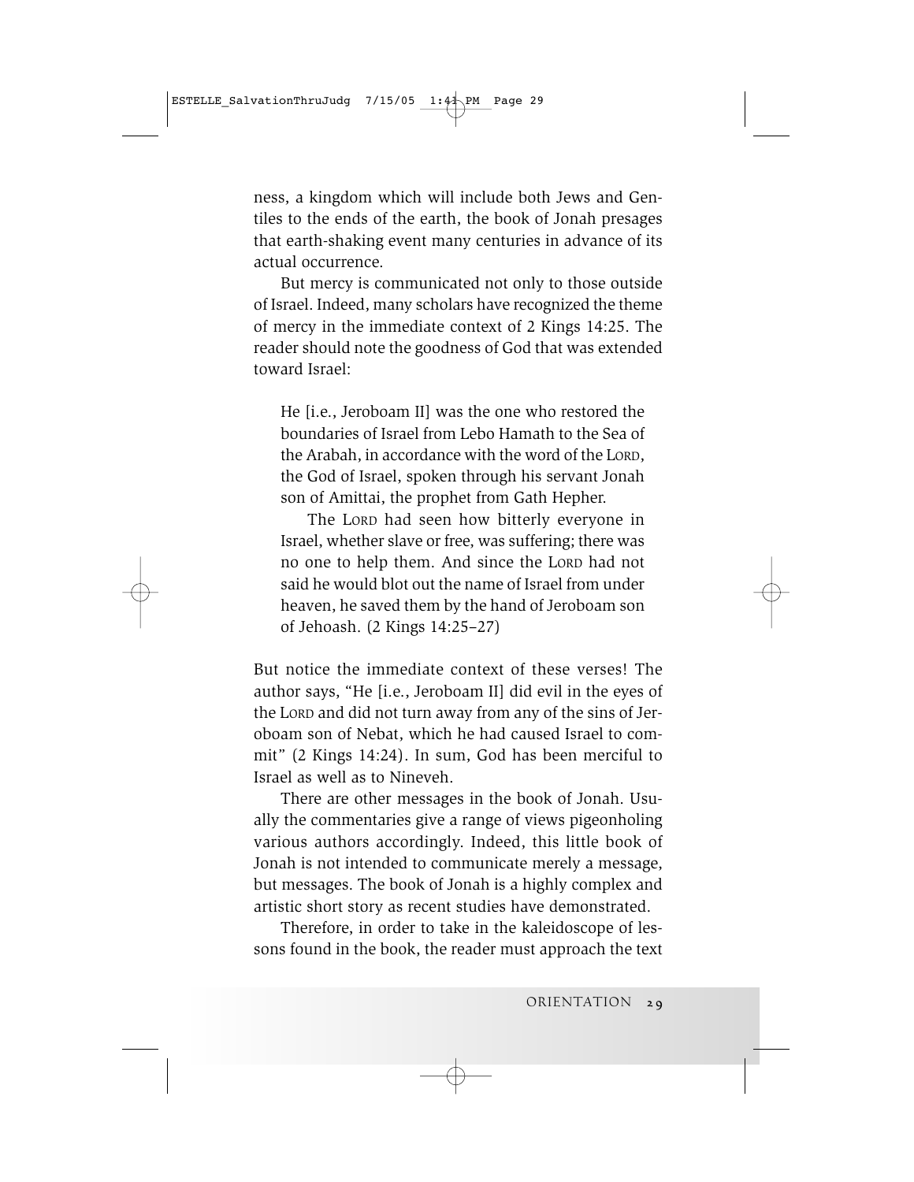ness, a kingdom which will include both Jews and Gentiles to the ends of the earth, the book of Jonah presages that earth-shaking event many centuries in advance of its actual occurrence.

But mercy is communicated not only to those outside of Israel. Indeed, many scholars have recognized the theme of mercy in the immediate context of 2 Kings 14:25. The reader should note the goodness of God that was extended toward Israel:

> He [i.e., Jeroboam II] was the one who restored the boundaries of Israel from Lebo Hamath to the Sea of the Arabah, in accordance with the word of the LORD, the God of Israel, spoken through his servant Jonah son of Amittai, the prophet from Gath Hepher.
>
> The LORD had seen how bitterly everyone in Israel, whether slave or free, was suffering; there was no one to help them. And since the LORD had not said he would blot out the name of Israel from under heaven, he saved them by the hand of Jeroboam son of Jehoash. (2 Kings 14:25–27)

But notice the immediate context of these verses! The author says, "He [i.e., Jeroboam II] did evil in the eyes of the LORD and did not turn away from any of the sins of Jeroboam son of Nebat, which he had caused Israel to commit" (2 Kings 14:24). In sum, God has been merciful to Israel as well as to Nineveh.

There are other messages in the book of Jonah. Usually the commentaries give a range of views pigeonholing various authors accordingly. Indeed, this little book of Jonah is not intended to communicate merely a message, but messages. The book of Jonah is a highly complex and artistic short story as recent studies have demonstrated.

Therefore, in order to take in the kaleidoscope of lessons found in the book, the reader must approach the text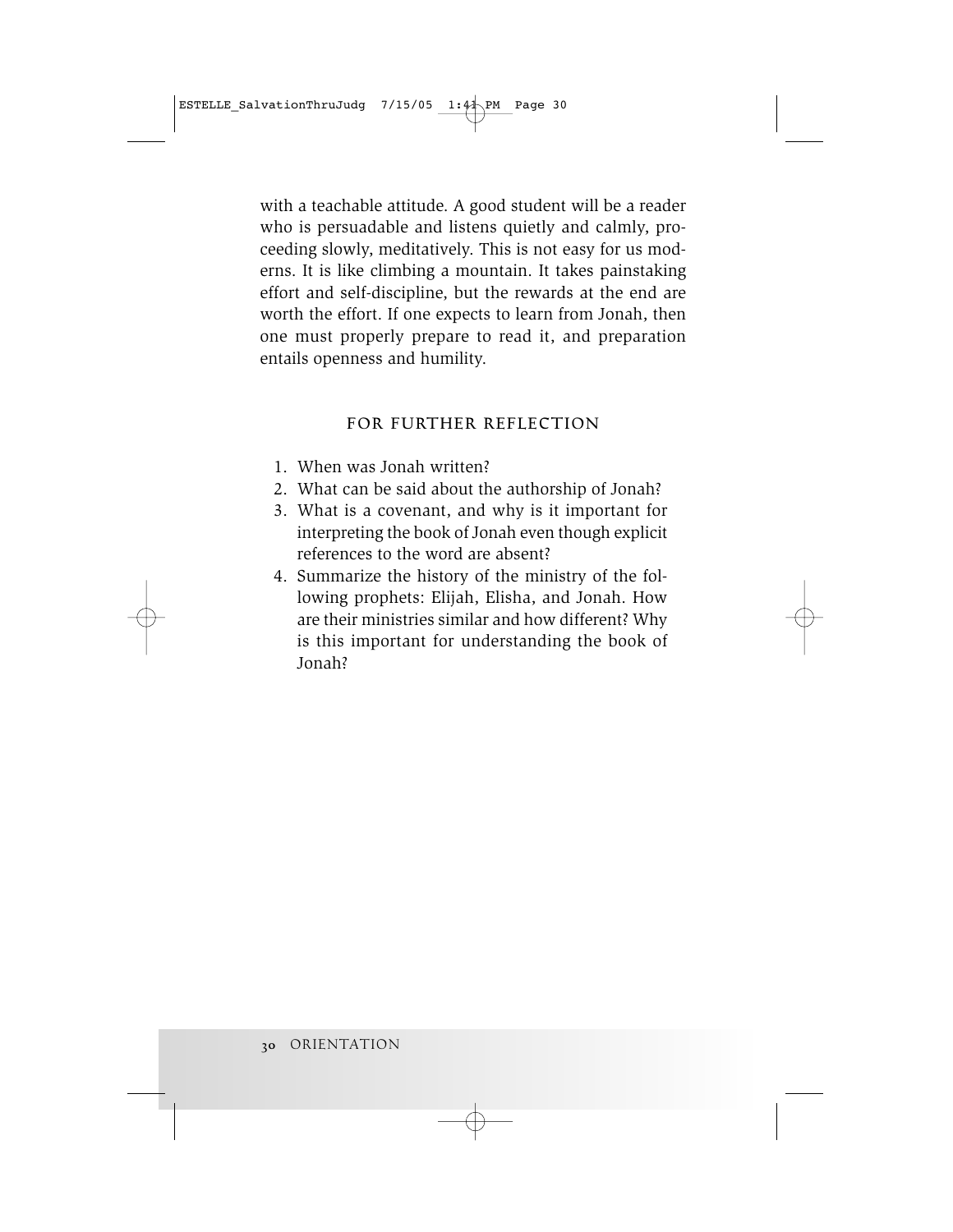with a teachable attitude. A good student will be a reader who is persuadable and listens quietly and calmly, proceeding slowly, meditatively. This is not easy for us moderns. It is like climbing a mountain. It takes painstaking effort and self-discipline, but the rewards at the end are worth the effort. If one expects to learn from Jonah, then one must properly prepare to read it, and preparation entails openness and humility.

## FOR FURTHER REFLECTION

1. When was Jonah written?
2. What can be said about the authorship of Jonah?
3. What is a covenant, and why is it important for interpreting the book of Jonah even though explicit references to the word are absent?
4. Summarize the history of the ministry of the following prophets: Elijah, Elisha, and Jonah. How are their ministries similar and how different? Why is this important for understanding the book of Jonah?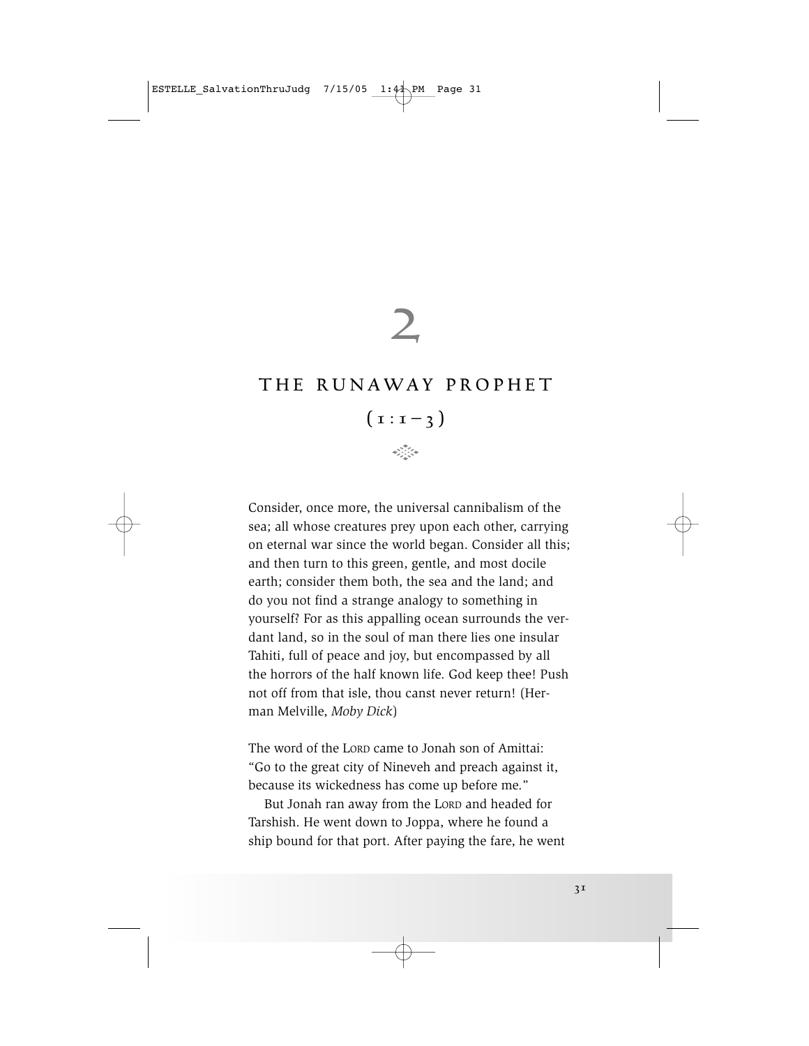# 2

## THE RUNAWAY PROPHET

## (1:1–3)

> Consider, once more, the universal cannibalism of the sea; all whose creatures prey upon each other, carrying on eternal war since the world began. Consider all this; and then turn to this green, gentle, and most docile earth; consider them both, the sea and the land; and do you not find a strange analogy to something in yourself? For as this appalling ocean surrounds the verdant land, so in the soul of man there lies one insular Tahiti, full of peace and joy, but encompassed by all the horrors of the half known life. God keep thee! Push not off from that isle, thou canst never return! (Herman Melville, *Moby Dick*)

> The word of the LORD came to Jonah son of Amittai: "Go to the great city of Nineveh and preach against it, because its wickedness has come up before me."
>
> But Jonah ran away from the LORD and headed for Tarshish. He went down to Joppa, where he found a ship bound for that port. After paying the fare, he went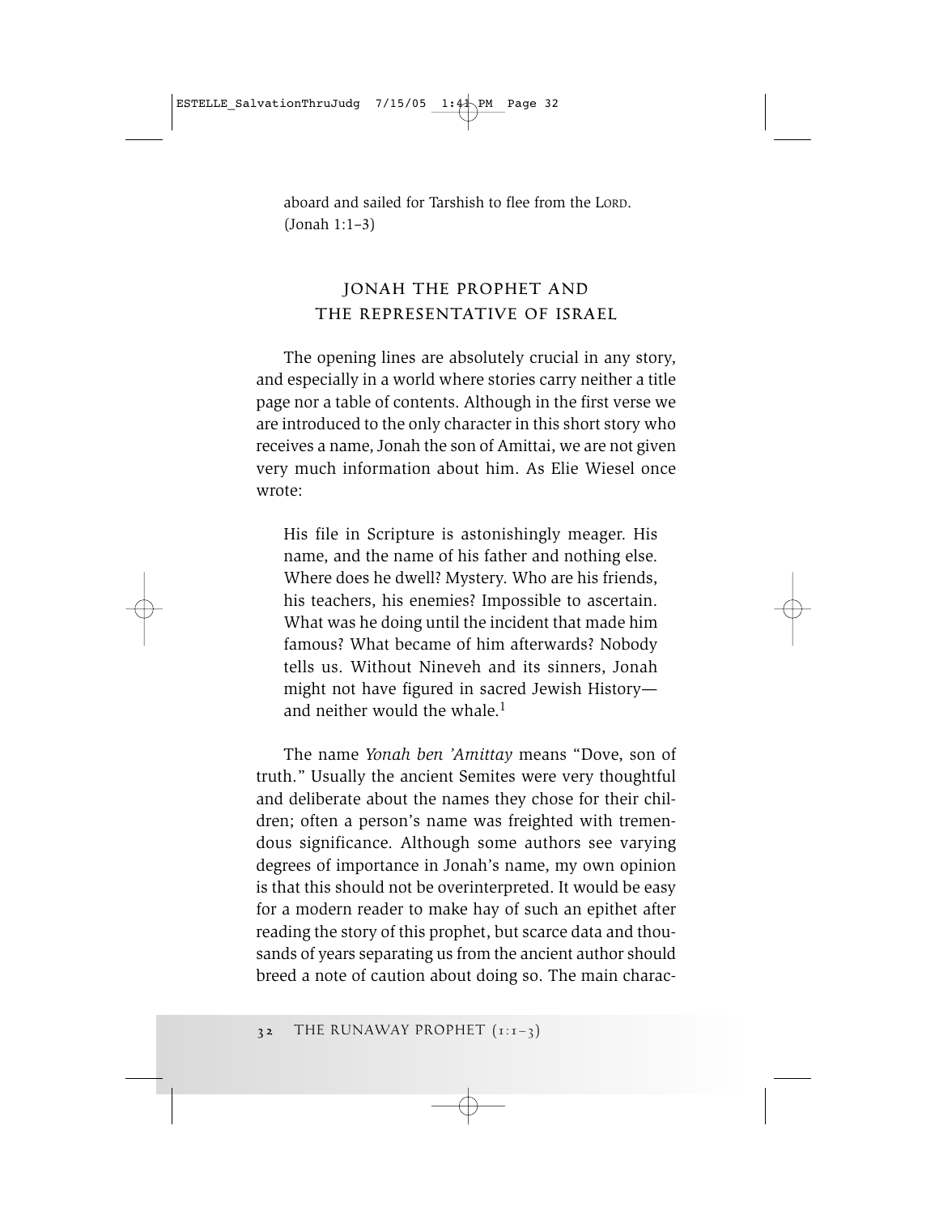aboard and sailed for Tarshish to flee from the LORD. (Jonah 1:1–3)

## JONAH THE PROPHET AND THE REPRESENTATIVE OF ISRAEL

The opening lines are absolutely crucial in any story, and especially in a world where stories carry neither a title page nor a table of contents. Although in the first verse we are introduced to the only character in this short story who receives a name, Jonah the son of Amittai, we are not given very much information about him. As Elie Wiesel once wrote:

> His file in Scripture is astonishingly meager. His name, and the name of his father and nothing else. Where does he dwell? Mystery. Who are his friends, his teachers, his enemies? Impossible to ascertain. What was he doing until the incident that made him famous? What became of him afterwards? Nobody tells us. Without Nineveh and its sinners, Jonah might not have figured in sacred Jewish History—and neither would the whale.[1]

The name *Yonah ben 'Amittay* means "Dove, son of truth." Usually the ancient Semites were very thoughtful and deliberate about the names they chose for their children; often a person's name was freighted with tremendous significance. Although some authors see varying degrees of importance in Jonah's name, my own opinion is that this should not be overinterpreted. It would be easy for a modern reader to make hay of such an epithet after reading the story of this prophet, but scarce data and thousands of years separating us from the ancient author should breed a note of caution about doing so. The main charac-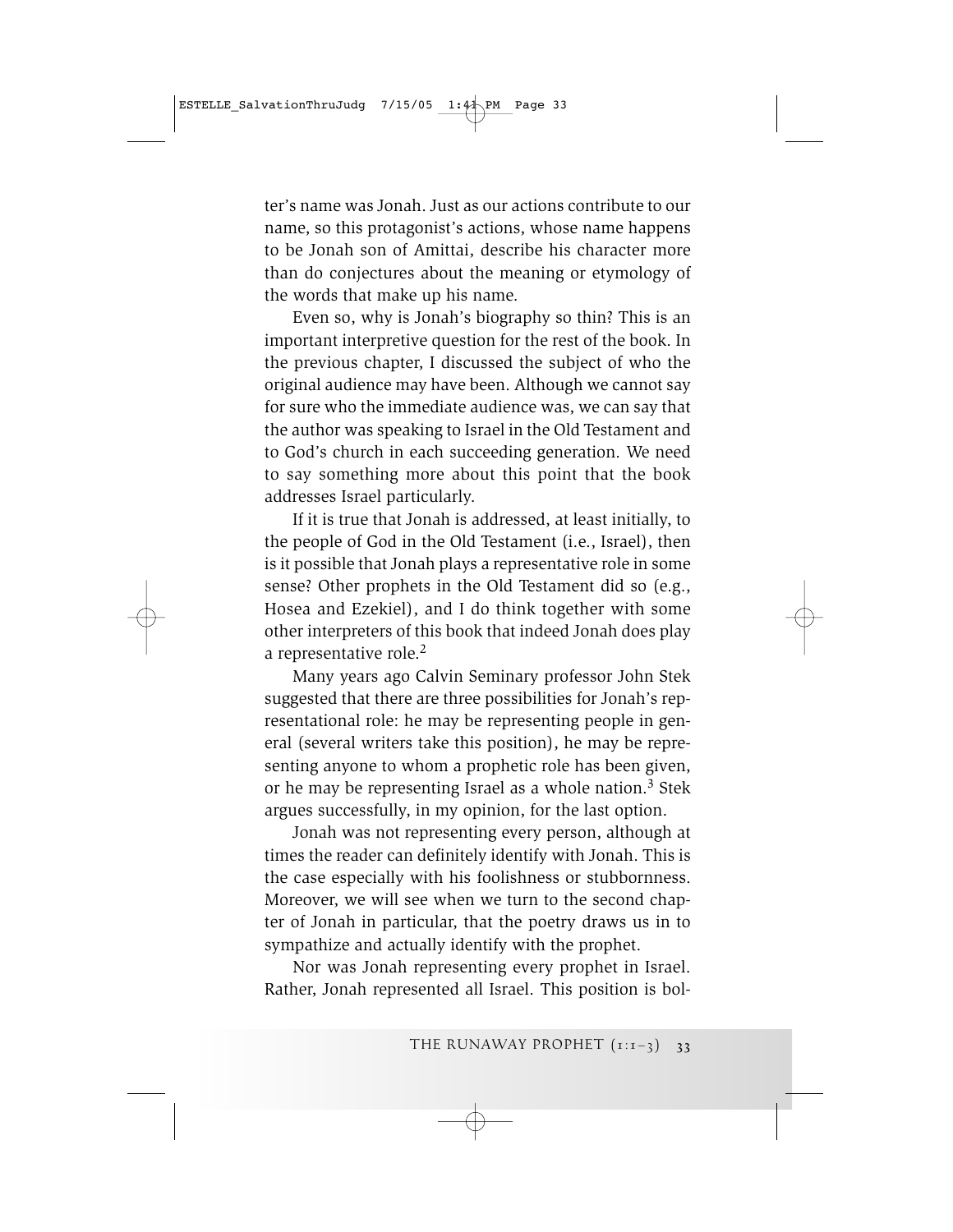ter's name was Jonah. Just as our actions contribute to our name, so this protagonist's actions, whose name happens to be Jonah son of Amittai, describe his character more than do conjectures about the meaning or etymology of the words that make up his name.

Even so, why is Jonah's biography so thin? This is an important interpretive question for the rest of the book. In the previous chapter, I discussed the subject of who the original audience may have been. Although we cannot say for sure who the immediate audience was, we can say that the author was speaking to Israel in the Old Testament and to God's church in each succeeding generation. We need to say something more about this point that the book addresses Israel particularly.

If it is true that Jonah is addressed, at least initially, to the people of God in the Old Testament (i.e., Israel), then is it possible that Jonah plays a representative role in some sense? Other prophets in the Old Testament did so (e.g., Hosea and Ezekiel), and I do think together with some other interpreters of this book that indeed Jonah does play a representative role.[2]

Many years ago Calvin Seminary professor John Stek suggested that there are three possibilities for Jonah's representational role: he may be representing people in general (several writers take this position), he may be representing anyone to whom a prophetic role has been given, or he may be representing Israel as a whole nation.[3] Stek argues successfully, in my opinion, for the last option.

Jonah was not representing every person, although at times the reader can definitely identify with Jonah. This is the case especially with his foolishness or stubbornness. Moreover, we will see when we turn to the second chapter of Jonah in particular, that the poetry draws us in to sympathize and actually identify with the prophet.

Nor was Jonah representing every prophet in Israel. Rather, Jonah represented all Israel. This position is bol-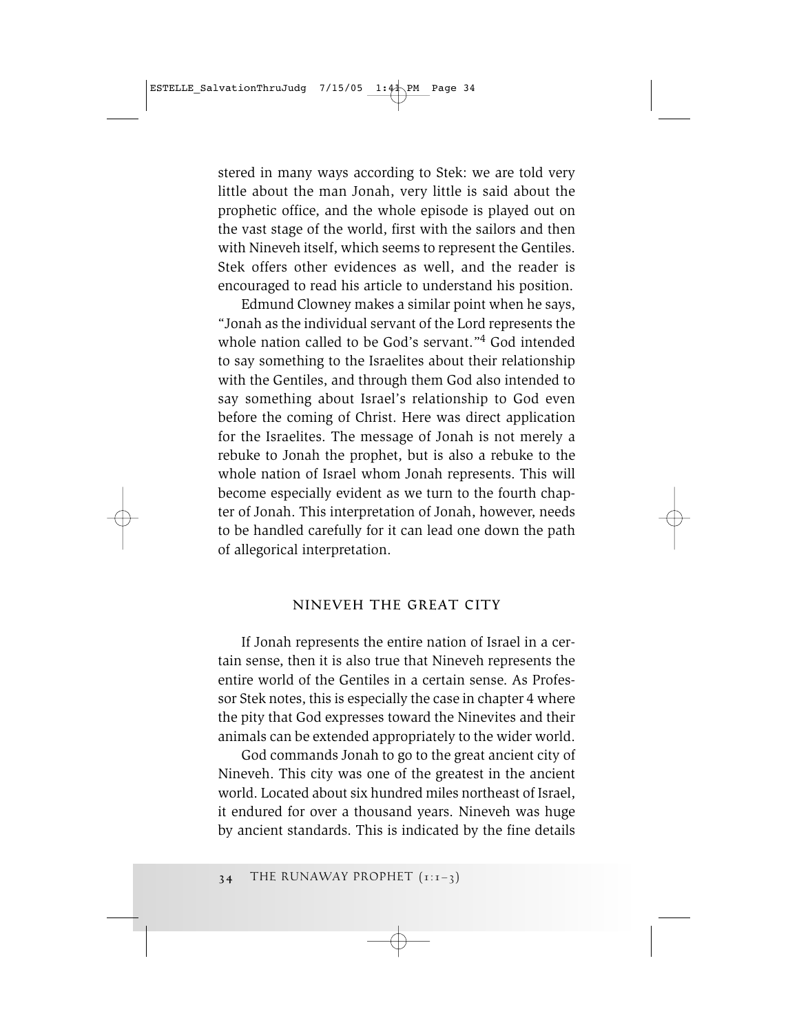stered in many ways according to Stek: we are told very little about the man Jonah, very little is said about the prophetic office, and the whole episode is played out on the vast stage of the world, first with the sailors and then with Nineveh itself, which seems to represent the Gentiles. Stek offers other evidences as well, and the reader is encouraged to read his article to understand his position.

Edmund Clowney makes a similar point when he says, "Jonah as the individual servant of the Lord represents the whole nation called to be God's servant."[4] God intended to say something to the Israelites about their relationship with the Gentiles, and through them God also intended to say something about Israel's relationship to God even before the coming of Christ. Here was direct application for the Israelites. The message of Jonah is not merely a rebuke to Jonah the prophet, but is also a rebuke to the whole nation of Israel whom Jonah represents. This will become especially evident as we turn to the fourth chapter of Jonah. This interpretation of Jonah, however, needs to be handled carefully for it can lead one down the path of allegorical interpretation.

## NINEVEH THE GREAT CITY

If Jonah represents the entire nation of Israel in a certain sense, then it is also true that Nineveh represents the entire world of the Gentiles in a certain sense. As Professor Stek notes, this is especially the case in chapter 4 where the pity that God expresses toward the Ninevites and their animals can be extended appropriately to the wider world.

God commands Jonah to go to the great ancient city of Nineveh. This city was one of the greatest in the ancient world. Located about six hundred miles northeast of Israel, it endured for over a thousand years. Nineveh was huge by ancient standards. This is indicated by the fine details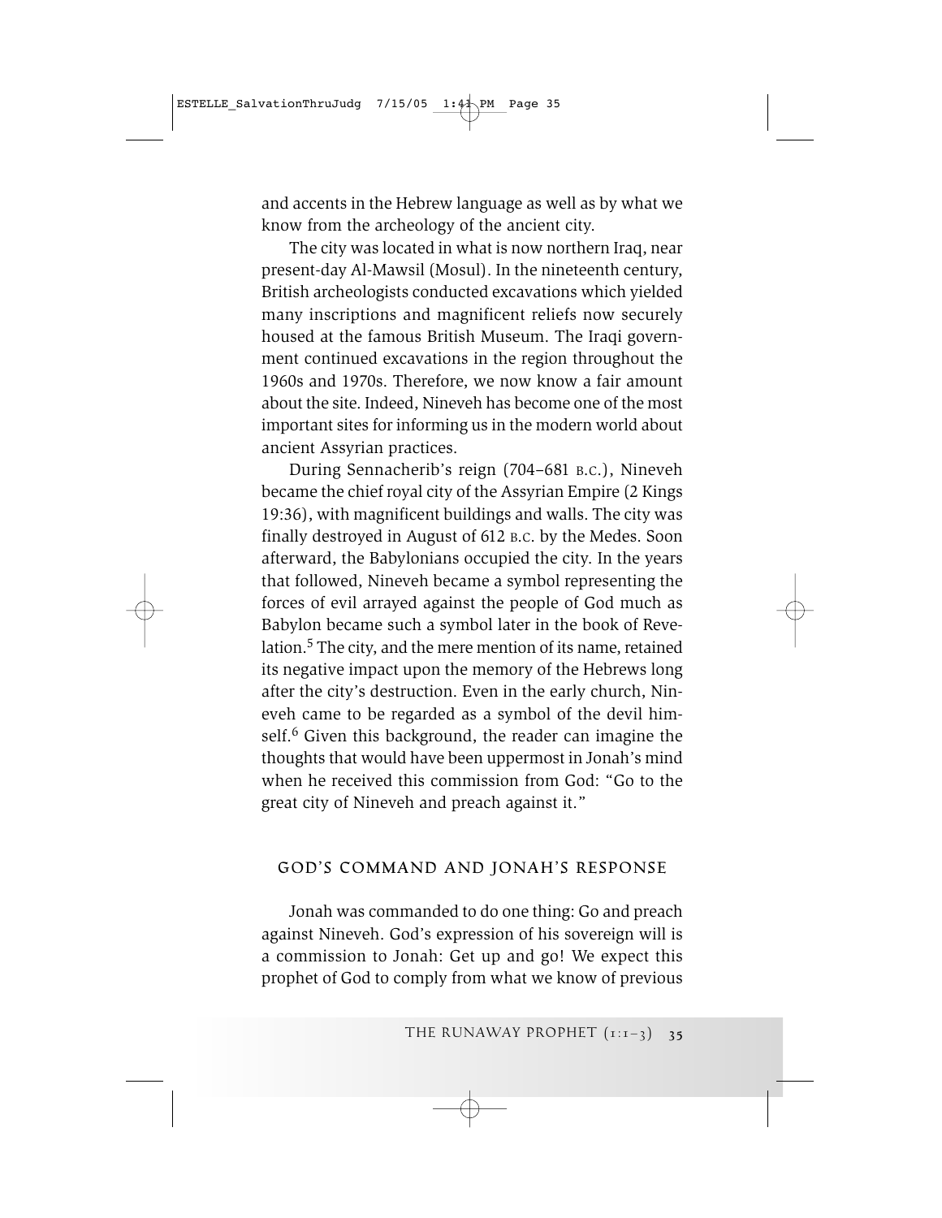and accents in the Hebrew language as well as by what we know from the archeology of the ancient city.

The city was located in what is now northern Iraq, near present-day Al-Mawsil (Mosul). In the nineteenth century, British archeologists conducted excavations which yielded many inscriptions and magnificent reliefs now securely housed at the famous British Museum. The Iraqi government continued excavations in the region throughout the 1960s and 1970s. Therefore, we now know a fair amount about the site. Indeed, Nineveh has become one of the most important sites for informing us in the modern world about ancient Assyrian practices.

During Sennacherib's reign (704–681 B.C.), Nineveh became the chief royal city of the Assyrian Empire (2 Kings 19:36), with magnificent buildings and walls. The city was finally destroyed in August of 612 B.C. by the Medes. Soon afterward, the Babylonians occupied the city. In the years that followed, Nineveh became a symbol representing the forces of evil arrayed against the people of God much as Babylon became such a symbol later in the book of Revelation.[5] The city, and the mere mention of its name, retained its negative impact upon the memory of the Hebrews long after the city's destruction. Even in the early church, Nineveh came to be regarded as a symbol of the devil himself.[6] Given this background, the reader can imagine the thoughts that would have been uppermost in Jonah's mind when he received this commission from God: "Go to the great city of Nineveh and preach against it."

## GOD'S COMMAND AND JONAH'S RESPONSE

Jonah was commanded to do one thing: Go and preach against Nineveh. God's expression of his sovereign will is a commission to Jonah: Get up and go! We expect this prophet of God to comply from what we know of previous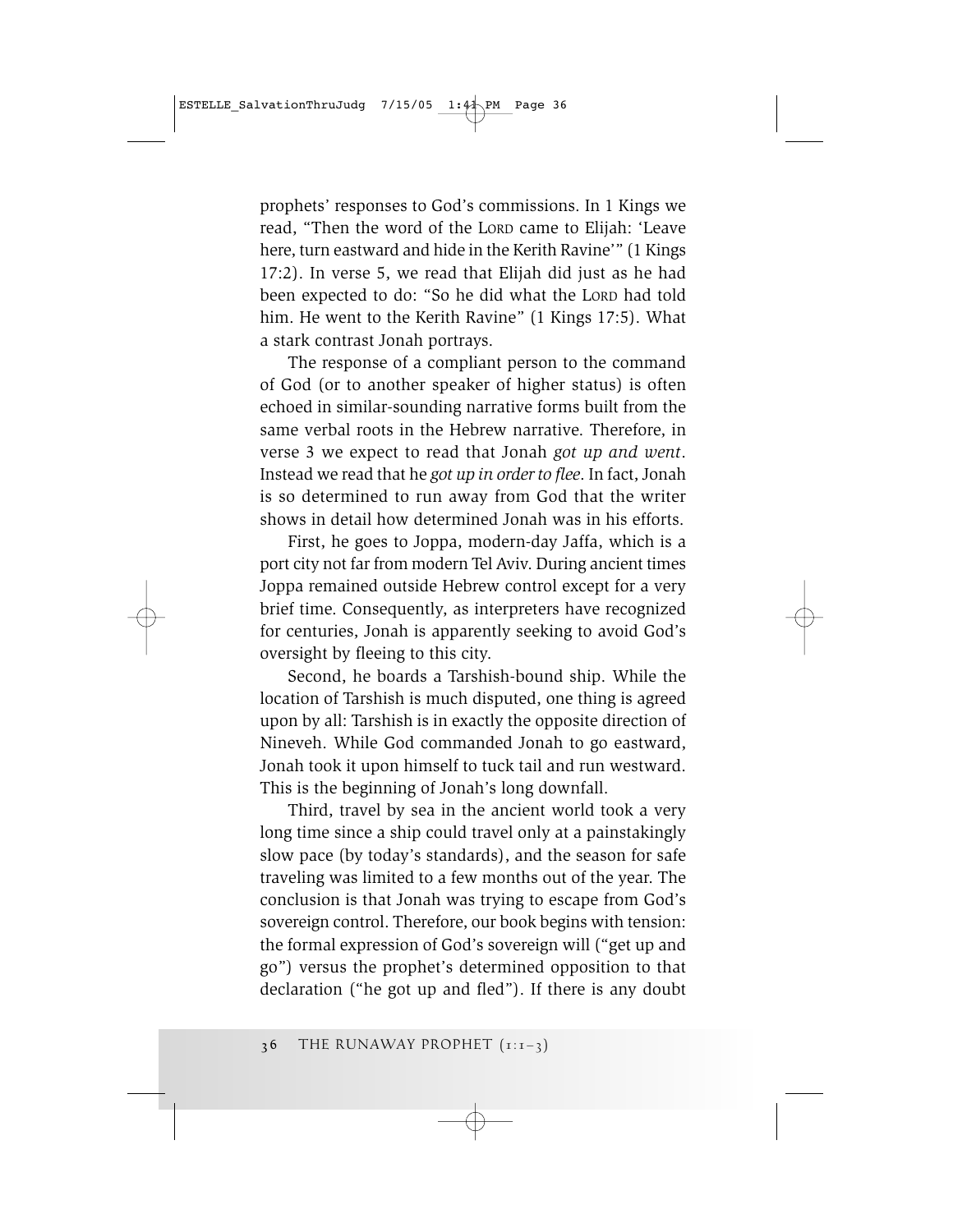prophets' responses to God's commissions. In 1 Kings we read, "Then the word of the LORD came to Elijah: 'Leave here, turn eastward and hide in the Kerith Ravine'" (1 Kings 17:2). In verse 5, we read that Elijah did just as he had been expected to do: "So he did what the LORD had told him. He went to the Kerith Ravine" (1 Kings 17:5). What a stark contrast Jonah portrays.

The response of a compliant person to the command of God (or to another speaker of higher status) is often echoed in similar-sounding narrative forms built from the same verbal roots in the Hebrew narrative. Therefore, in verse 3 we expect to read that Jonah *got up and went*. Instead we read that he *got up in order to flee*. In fact, Jonah is so determined to run away from God that the writer shows in detail how determined Jonah was in his efforts.

First, he goes to Joppa, modern-day Jaffa, which is a port city not far from modern Tel Aviv. During ancient times Joppa remained outside Hebrew control except for a very brief time. Consequently, as interpreters have recognized for centuries, Jonah is apparently seeking to avoid God's oversight by fleeing to this city.

Second, he boards a Tarshish-bound ship. While the location of Tarshish is much disputed, one thing is agreed upon by all: Tarshish is in exactly the opposite direction of Nineveh. While God commanded Jonah to go eastward, Jonah took it upon himself to tuck tail and run westward. This is the beginning of Jonah's long downfall.

Third, travel by sea in the ancient world took a very long time since a ship could travel only at a painstakingly slow pace (by today's standards), and the season for safe traveling was limited to a few months out of the year. The conclusion is that Jonah was trying to escape from God's sovereign control. Therefore, our book begins with tension: the formal expression of God's sovereign will ("get up and go") versus the prophet's determined opposition to that declaration ("he got up and fled"). If there is any doubt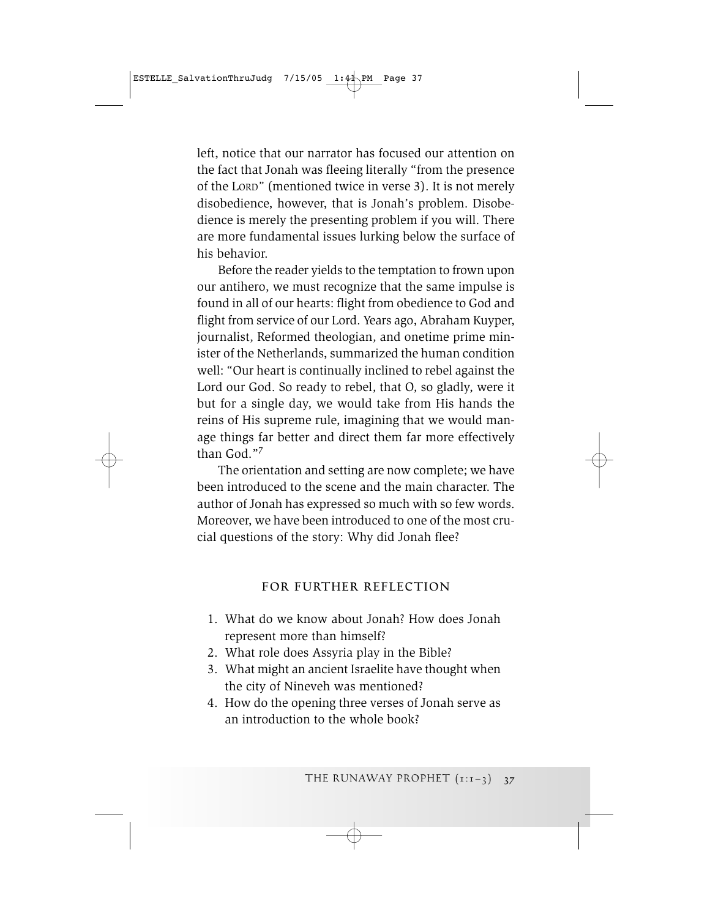left, notice that our narrator has focused our attention on the fact that Jonah was fleeing literally "from the presence of the LORD" (mentioned twice in verse 3). It is not merely disobedience, however, that is Jonah's problem. Disobedience is merely the presenting problem if you will. There are more fundamental issues lurking below the surface of his behavior.

Before the reader yields to the temptation to frown upon our antihero, we must recognize that the same impulse is found in all of our hearts: flight from obedience to God and flight from service of our Lord. Years ago, Abraham Kuyper, journalist, Reformed theologian, and onetime prime minister of the Netherlands, summarized the human condition well: "Our heart is continually inclined to rebel against the Lord our God. So ready to rebel, that O, so gladly, were it but for a single day, we would take from His hands the reins of His supreme rule, imagining that we would manage things far better and direct them far more effectively than God."[7]

The orientation and setting are now complete; we have been introduced to the scene and the main character. The author of Jonah has expressed so much with so few words. Moreover, we have been introduced to one of the most crucial questions of the story: Why did Jonah flee?

## FOR FURTHER REFLECTION

1. What do we know about Jonah? How does Jonah represent more than himself?
2. What role does Assyria play in the Bible?
3. What might an ancient Israelite have thought when the city of Nineveh was mentioned?
4. How do the opening three verses of Jonah serve as an introduction to the whole book?